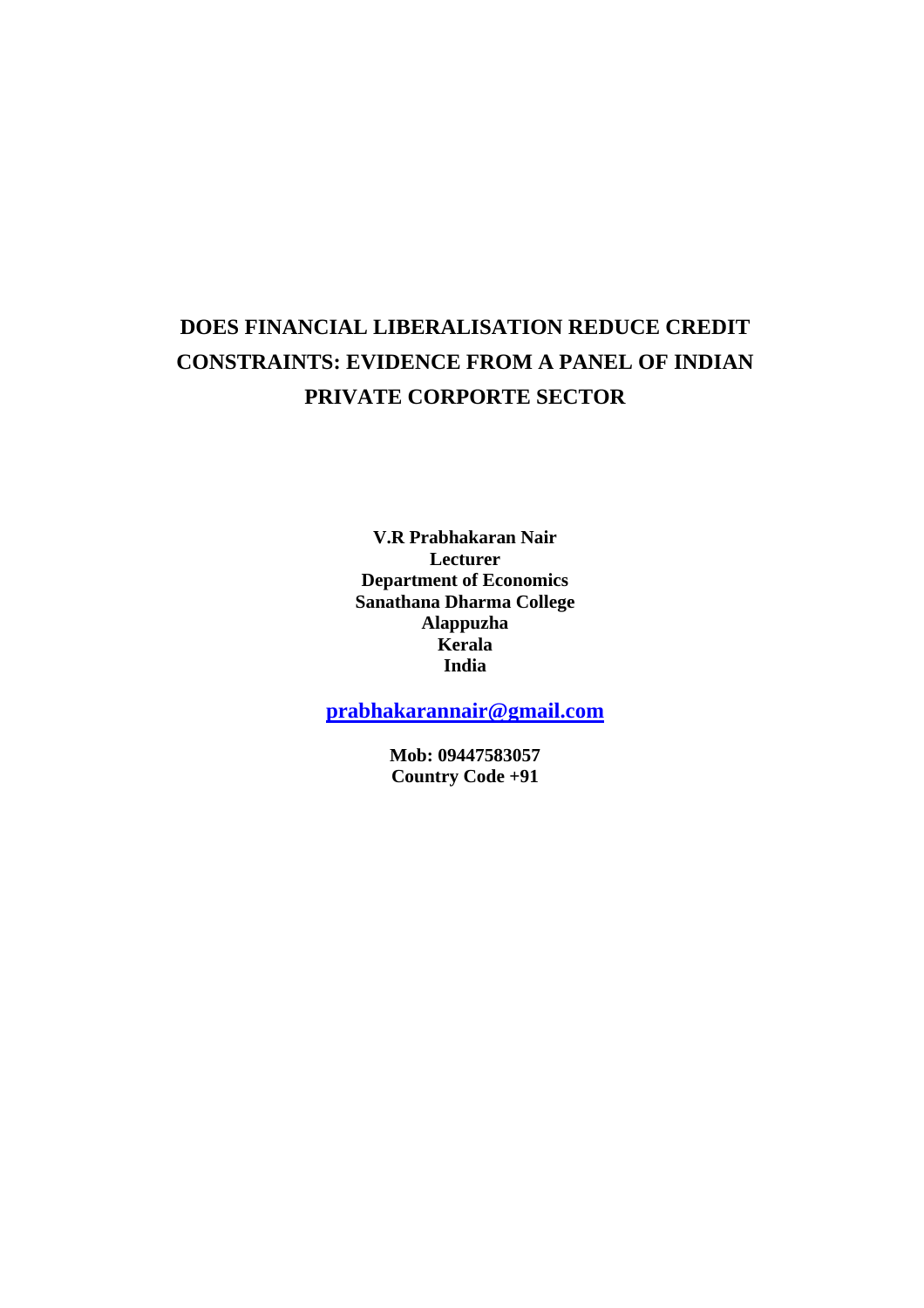# DOES FINANCIAL LIBERALISATION REDUCE CREDIT CONSTRAINTS: EVIDENCE FROM A PANEL OF INDIAN PRIVATE CORPORTE SECTOR

**V.R Prabhakaran Nair**
**Lecturer**
**Department of Economics**
**Sanathana Dharma College**
**Alappuzha**
**Kerala**
**India**

**prabhakarannair@gmail.com**

**Mob: 09447583057**
**Country Code +91**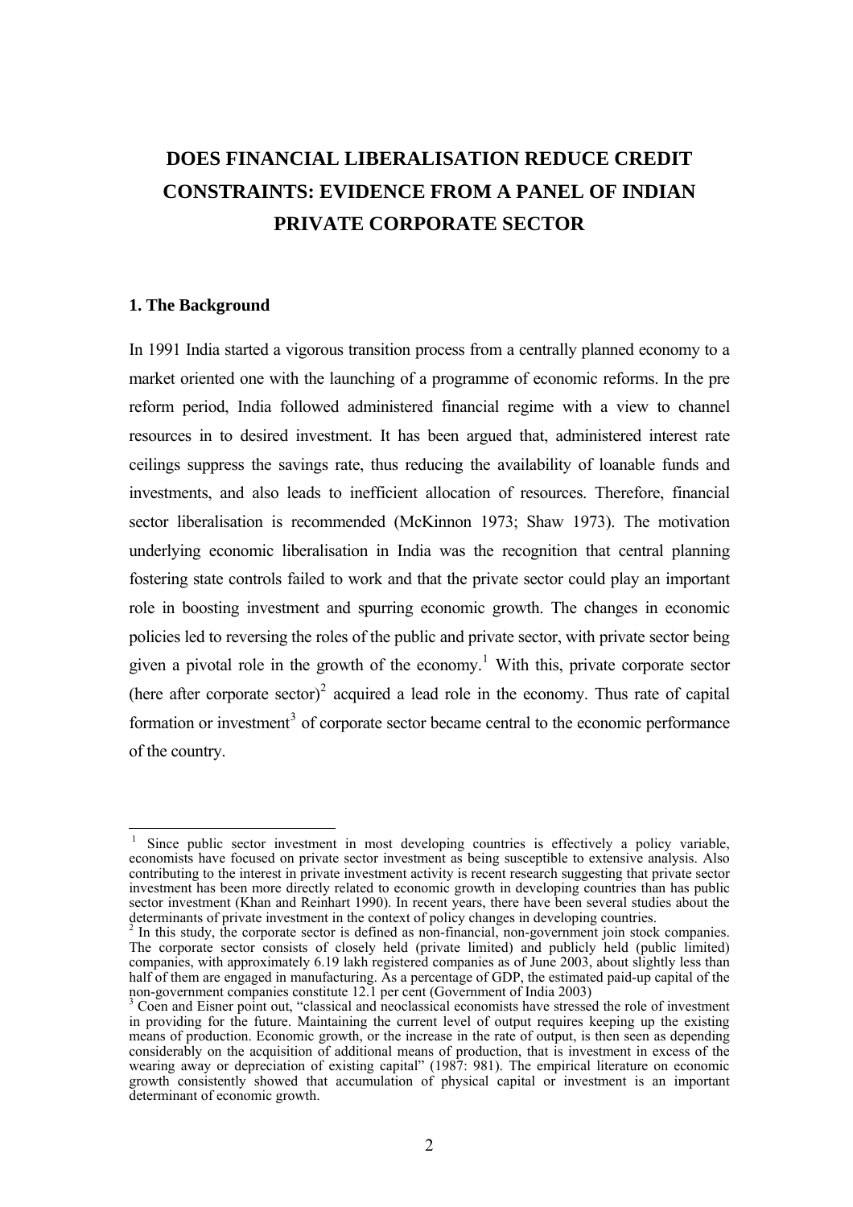# DOES FINANCIAL LIBERALISATION REDUCE CREDIT CONSTRAINTS: EVIDENCE FROM A PANEL OF INDIAN PRIVATE CORPORATE SECTOR

## 1. The Background

In 1991 India started a vigorous transition process from a centrally planned economy to a market oriented one with the launching of a programme of economic reforms. In the pre reform period, India followed administered financial regime with a view to channel resources in to desired investment. It has been argued that, administered interest rate ceilings suppress the savings rate, thus reducing the availability of loanable funds and investments, and also leads to inefficient allocation of resources. Therefore, financial sector liberalisation is recommended (McKinnon 1973; Shaw 1973). The motivation underlying economic liberalisation in India was the recognition that central planning fostering state controls failed to work and that the private sector could play an important role in boosting investment and spurring economic growth. The changes in economic policies led to reversing the roles of the public and private sector, with private sector being given a pivotal role in the growth of the economy.[1] With this, private corporate sector (here after corporate sector)[2] acquired a lead role in the economy. Thus rate of capital formation or investment[3] of corporate sector became central to the economic performance of the country.

---

[1] Since public sector investment in most developing countries is effectively a policy variable, economists have focused on private sector investment as being susceptible to extensive analysis. Also contributing to the interest in private investment activity is recent research suggesting that private sector investment has been more directly related to economic growth in developing countries than has public sector investment (Khan and Reinhart 1990). In recent years, there have been several studies about the determinants of private investment in the context of policy changes in developing countries.

[2] In this study, the corporate sector is defined as non-financial, non-government join stock companies. The corporate sector consists of closely held (private limited) and publicly held (public limited) companies, with approximately 6.19 lakh registered companies as of June 2003, about slightly less than half of them are engaged in manufacturing. As a percentage of GDP, the estimated paid-up capital of the non-government companies constitute 12.1 per cent (Government of India 2003)

[3] Coen and Eisner point out, "classical and neoclassical economists have stressed the role of investment in providing for the future. Maintaining the current level of output requires keeping up the existing means of production. Economic growth, or the increase in the rate of output, is then seen as depending considerably on the acquisition of additional means of production, that is investment in excess of the wearing away or depreciation of existing capital" (1987: 981). The empirical literature on economic growth consistently showed that accumulation of physical capital or investment is an important determinant of economic growth.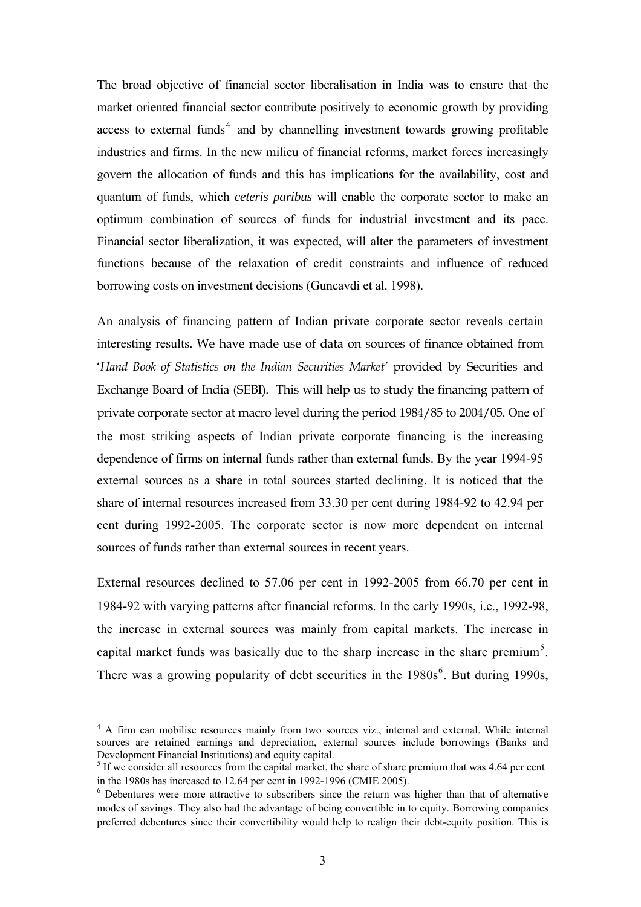The broad objective of financial sector liberalisation in India was to ensure that the market oriented financial sector contribute positively to economic growth by providing access to external funds[4] and by channelling investment towards growing profitable industries and firms. In the new milieu of financial reforms, market forces increasingly govern the allocation of funds and this has implications for the availability, cost and quantum of funds, which *ceteris paribus* will enable the corporate sector to make an optimum combination of sources of funds for industrial investment and its pace. Financial sector liberalization, it was expected, will alter the parameters of investment functions because of the relaxation of credit constraints and influence of reduced borrowing costs on investment decisions (Guncavdi et al. 1998).

An analysis of financing pattern of Indian private corporate sector reveals certain interesting results. We have made use of data on sources of finance obtained from '*Hand Book of Statistics on the Indian Securities Market*' provided by Securities and Exchange Board of India (SEBI). This will help us to study the financing pattern of private corporate sector at macro level during the period 1984/85 to 2004/05. One of the most striking aspects of Indian private corporate financing is the increasing dependence of firms on internal funds rather than external funds. By the year 1994-95 external sources as a share in total sources started declining. It is noticed that the share of internal resources increased from 33.30 per cent during 1984-92 to 42.94 per cent during 1992-2005. The corporate sector is now more dependent on internal sources of funds rather than external sources in recent years.

External resources declined to 57.06 per cent in 1992-2005 from 66.70 per cent in 1984-92 with varying patterns after financial reforms. In the early 1990s, i.e., 1992-98, the increase in external sources was mainly from capital markets. The increase in capital market funds was basically due to the sharp increase in the share premium[5]. There was a growing popularity of debt securities in the 1980s[6]. But during 1990s,

---

[4] A firm can mobilise resources mainly from two sources viz., internal and external. While internal sources are retained earnings and depreciation, external sources include borrowings (Banks and Development Financial Institutions) and equity capital.

[5] If we consider all resources from the capital market, the share of share premium that was 4.64 per cent in the 1980s has increased to 12.64 per cent in 1992-1996 (CMIE 2005).

[6] Debentures were more attractive to subscribers since the return was higher than that of alternative modes of savings. They also had the advantage of being convertible in to equity. Borrowing companies preferred debentures since their convertibility would help to realign their debt-equity position. This is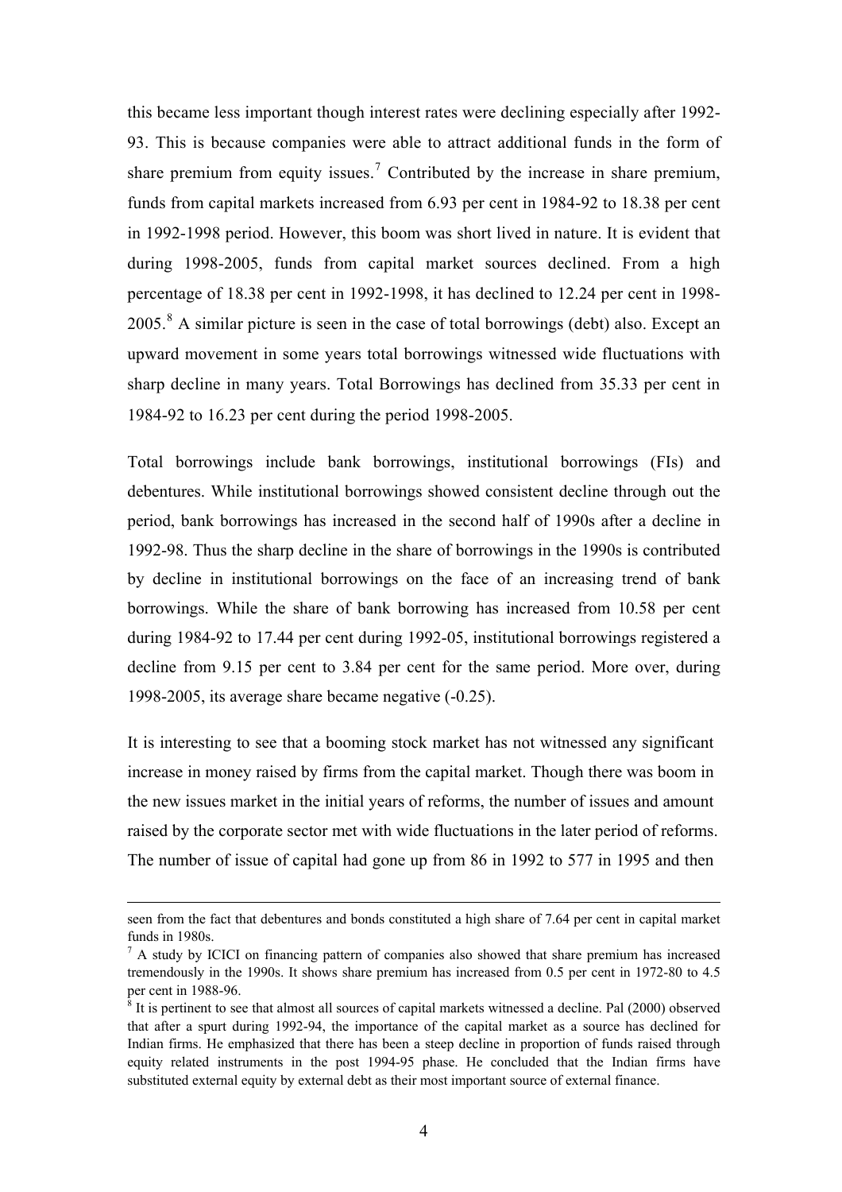this became less important though interest rates were declining especially after 1992-93. This is because companies were able to attract additional funds in the form of share premium from equity issues.[7] Contributed by the increase in share premium, funds from capital markets increased from 6.93 per cent in 1984-92 to 18.38 per cent in 1992-1998 period. However, this boom was short lived in nature. It is evident that during 1998-2005, funds from capital market sources declined. From a high percentage of 18.38 per cent in 1992-1998, it has declined to 12.24 per cent in 1998-2005.[8] A similar picture is seen in the case of total borrowings (debt) also. Except an upward movement in some years total borrowings witnessed wide fluctuations with sharp decline in many years. Total Borrowings has declined from 35.33 per cent in 1984-92 to 16.23 per cent during the period 1998-2005.

Total borrowings include bank borrowings, institutional borrowings (FIs) and debentures. While institutional borrowings showed consistent decline through out the period, bank borrowings has increased in the second half of 1990s after a decline in 1992-98. Thus the sharp decline in the share of borrowings in the 1990s is contributed by decline in institutional borrowings on the face of an increasing trend of bank borrowings. While the share of bank borrowing has increased from 10.58 per cent during 1984-92 to 17.44 per cent during 1992-05, institutional borrowings registered a decline from 9.15 per cent to 3.84 per cent for the same period. More over, during 1998-2005, its average share became negative (-0.25).

It is interesting to see that a booming stock market has not witnessed any significant increase in money raised by firms from the capital market. Though there was boom in the new issues market in the initial years of reforms, the number of issues and amount raised by the corporate sector met with wide fluctuations in the later period of reforms. The number of issue of capital had gone up from 86 in 1992 to 577 in 1995 and then

---

seen from the fact that debentures and bonds constituted a high share of 7.64 per cent in capital market funds in 1980s.

[7] A study by ICICI on financing pattern of companies also showed that share premium has increased tremendously in the 1990s. It shows share premium has increased from 0.5 per cent in 1972-80 to 4.5 per cent in 1988-96.

[8] It is pertinent to see that almost all sources of capital markets witnessed a decline. Pal (2000) observed that after a spurt during 1992-94, the importance of the capital market as a source has declined for Indian firms. He emphasized that there has been a steep decline in proportion of funds raised through equity related instruments in the post 1994-95 phase. He concluded that the Indian firms have substituted external equity by external debt as their most important source of external finance.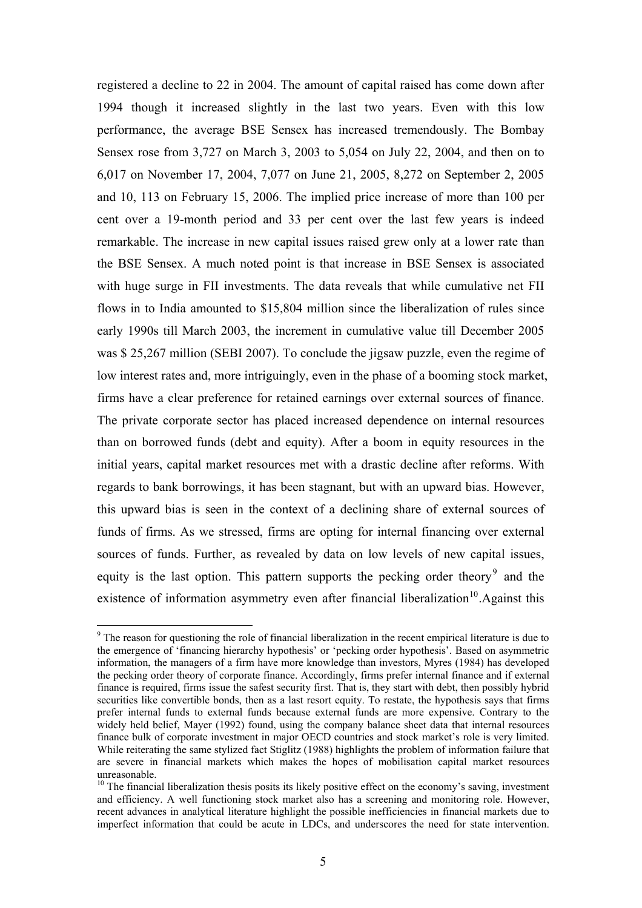registered a decline to 22 in 2004. The amount of capital raised has come down after 1994 though it increased slightly in the last two years. Even with this low performance, the average BSE Sensex has increased tremendously. The Bombay Sensex rose from 3,727 on March 3, 2003 to 5,054 on July 22, 2004, and then on to 6,017 on November 17, 2004, 7,077 on June 21, 2005, 8,272 on September 2, 2005 and 10, 113 on February 15, 2006. The implied price increase of more than 100 per cent over a 19-month period and 33 per cent over the last few years is indeed remarkable. The increase in new capital issues raised grew only at a lower rate than the BSE Sensex. A much noted point is that increase in BSE Sensex is associated with huge surge in FII investments. The data reveals that while cumulative net FII flows in to India amounted to $15,804 million since the liberalization of rules since early 1990s till March 2003, the increment in cumulative value till December 2005 was $ 25,267 million (SEBI 2007). To conclude the jigsaw puzzle, even the regime of low interest rates and, more intriguingly, even in the phase of a booming stock market, firms have a clear preference for retained earnings over external sources of finance. The private corporate sector has placed increased dependence on internal resources than on borrowed funds (debt and equity). After a boom in equity resources in the initial years, capital market resources met with a drastic decline after reforms. With regards to bank borrowings, it has been stagnant, but with an upward bias. However, this upward bias is seen in the context of a declining share of external sources of funds of firms. As we stressed, firms are opting for internal financing over external sources of funds. Further, as revealed by data on low levels of new capital issues, equity is the last option. This pattern supports the pecking order theory[9] and the existence of information asymmetry even after financial liberalization[10].Against this

---

[9] The reason for questioning the role of financial liberalization in the recent empirical literature is due to the emergence of 'financing hierarchy hypothesis' or 'pecking order hypothesis'. Based on asymmetric information, the managers of a firm have more knowledge than investors, Myres (1984) has developed the pecking order theory of corporate finance. Accordingly, firms prefer internal finance and if external finance is required, firms issue the safest security first. That is, they start with debt, then possibly hybrid securities like convertible bonds, then as a last resort equity. To restate, the hypothesis says that firms prefer internal funds to external funds because external funds are more expensive. Contrary to the widely held belief, Mayer (1992) found, using the company balance sheet data that internal resources finance bulk of corporate investment in major OECD countries and stock market's role is very limited. While reiterating the same stylized fact Stiglitz (1988) highlights the problem of information failure that are severe in financial markets which makes the hopes of mobilisation capital market resources unreasonable.

[10] The financial liberalization thesis posits its likely positive effect on the economy's saving, investment and efficiency. A well functioning stock market also has a screening and monitoring role. However, recent advances in analytical literature highlight the possible inefficiencies in financial markets due to imperfect information that could be acute in LDCs, and underscores the need for state intervention.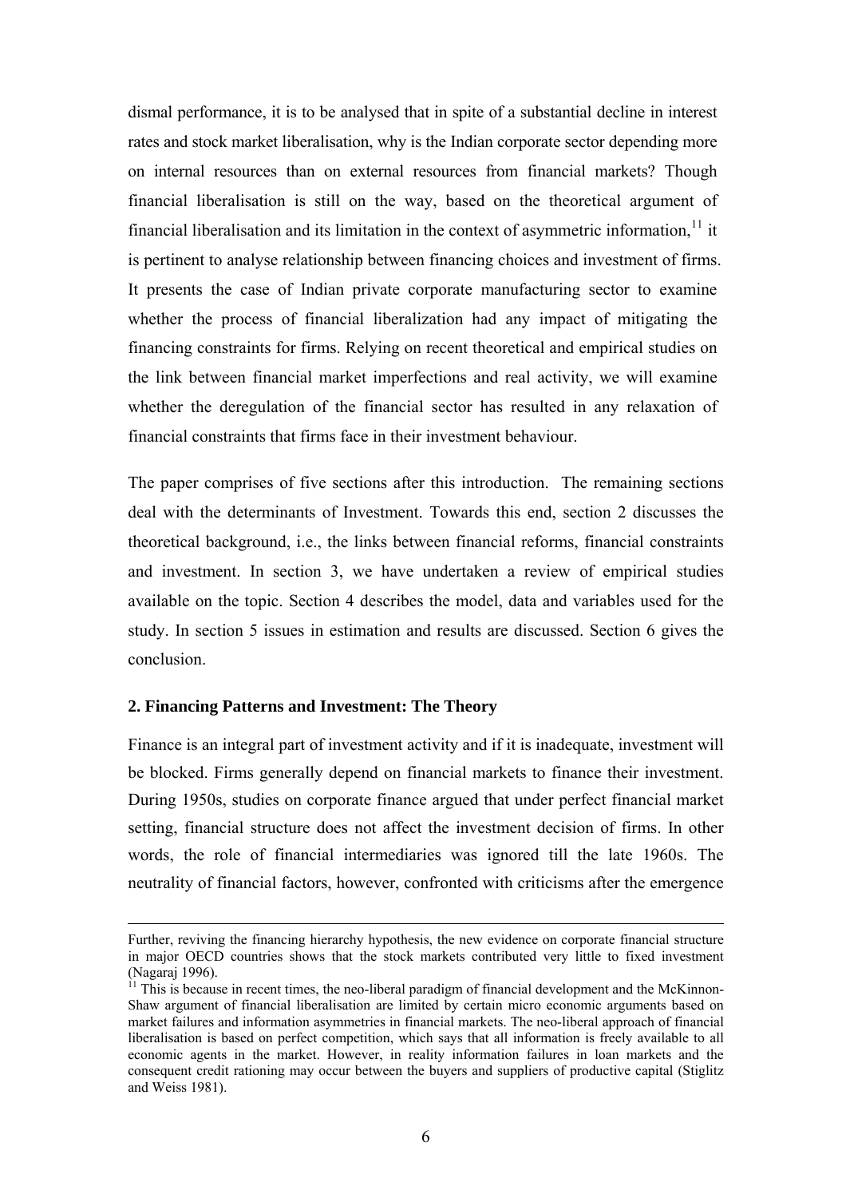dismal performance, it is to be analysed that in spite of a substantial decline in interest rates and stock market liberalisation, why is the Indian corporate sector depending more on internal resources than on external resources from financial markets? Though financial liberalisation is still on the way, based on the theoretical argument of financial liberalisation and its limitation in the context of asymmetric information,[11] it is pertinent to analyse relationship between financing choices and investment of firms. It presents the case of Indian private corporate manufacturing sector to examine whether the process of financial liberalization had any impact of mitigating the financing constraints for firms. Relying on recent theoretical and empirical studies on the link between financial market imperfections and real activity, we will examine whether the deregulation of the financial sector has resulted in any relaxation of financial constraints that firms face in their investment behaviour.

The paper comprises of five sections after this introduction. The remaining sections deal with the determinants of Investment. Towards this end, section 2 discusses the theoretical background, i.e., the links between financial reforms, financial constraints and investment. In section 3, we have undertaken a review of empirical studies available on the topic. Section 4 describes the model, data and variables used for the study. In section 5 issues in estimation and results are discussed. Section 6 gives the conclusion.

## 2. Financing Patterns and Investment: The Theory

Finance is an integral part of investment activity and if it is inadequate, investment will be blocked. Firms generally depend on financial markets to finance their investment. During 1950s, studies on corporate finance argued that under perfect financial market setting, financial structure does not affect the investment decision of firms. In other words, the role of financial intermediaries was ignored till the late 1960s. The neutrality of financial factors, however, confronted with criticisms after the emergence

---

Further, reviving the financing hierarchy hypothesis, the new evidence on corporate financial structure in major OECD countries shows that the stock markets contributed very little to fixed investment (Nagaraj 1996).

[11] This is because in recent times, the neo-liberal paradigm of financial development and the McKinnon-Shaw argument of financial liberalisation are limited by certain micro economic arguments based on market failures and information asymmetries in financial markets. The neo-liberal approach of financial liberalisation is based on perfect competition, which says that all information is freely available to all economic agents in the market. However, in reality information failures in loan markets and the consequent credit rationing may occur between the buyers and suppliers of productive capital (Stiglitz and Weiss 1981).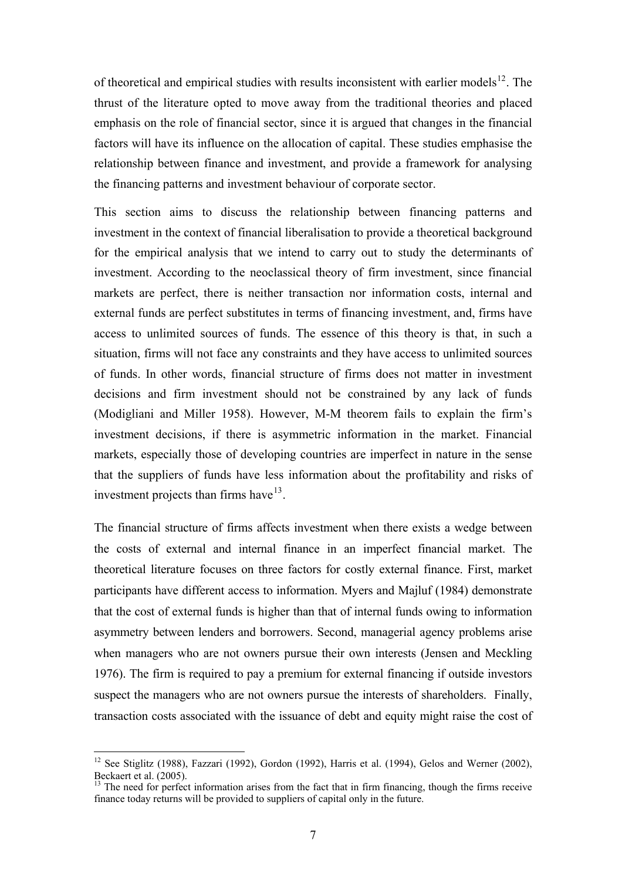of theoretical and empirical studies with results inconsistent with earlier models[12]. The thrust of the literature opted to move away from the traditional theories and placed emphasis on the role of financial sector, since it is argued that changes in the financial factors will have its influence on the allocation of capital. These studies emphasise the relationship between finance and investment, and provide a framework for analysing the financing patterns and investment behaviour of corporate sector.

This section aims to discuss the relationship between financing patterns and investment in the context of financial liberalisation to provide a theoretical background for the empirical analysis that we intend to carry out to study the determinants of investment. According to the neoclassical theory of firm investment, since financial markets are perfect, there is neither transaction nor information costs, internal and external funds are perfect substitutes in terms of financing investment, and, firms have access to unlimited sources of funds. The essence of this theory is that, in such a situation, firms will not face any constraints and they have access to unlimited sources of funds. In other words, financial structure of firms does not matter in investment decisions and firm investment should not be constrained by any lack of funds (Modigliani and Miller 1958). However, M-M theorem fails to explain the firm's investment decisions, if there is asymmetric information in the market. Financial markets, especially those of developing countries are imperfect in nature in the sense that the suppliers of funds have less information about the profitability and risks of investment projects than firms have[13].

The financial structure of firms affects investment when there exists a wedge between the costs of external and internal finance in an imperfect financial market. The theoretical literature focuses on three factors for costly external finance. First, market participants have different access to information. Myers and Majluf (1984) demonstrate that the cost of external funds is higher than that of internal funds owing to information asymmetry between lenders and borrowers. Second, managerial agency problems arise when managers who are not owners pursue their own interests (Jensen and Meckling 1976). The firm is required to pay a premium for external financing if outside investors suspect the managers who are not owners pursue the interests of shareholders. Finally, transaction costs associated with the issuance of debt and equity might raise the cost of

[12] See Stiglitz (1988), Fazzari (1992), Gordon (1992), Harris et al. (1994), Gelos and Werner (2002), Beckaert et al. (2005).

[13] The need for perfect information arises from the fact that in firm financing, though the firms receive finance today returns will be provided to suppliers of capital only in the future.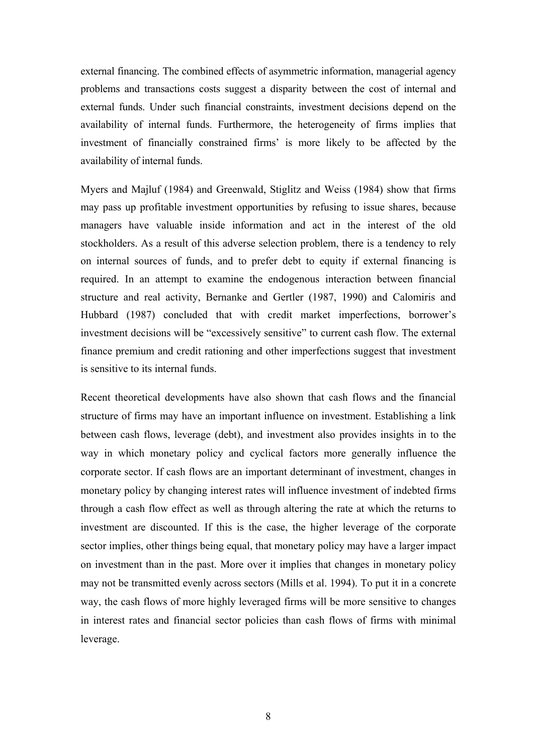external financing. The combined effects of asymmetric information, managerial agency problems and transactions costs suggest a disparity between the cost of internal and external funds. Under such financial constraints, investment decisions depend on the availability of internal funds. Furthermore, the heterogeneity of firms implies that investment of financially constrained firms' is more likely to be affected by the availability of internal funds.

Myers and Majluf (1984) and Greenwald, Stiglitz and Weiss (1984) show that firms may pass up profitable investment opportunities by refusing to issue shares, because managers have valuable inside information and act in the interest of the old stockholders. As a result of this adverse selection problem, there is a tendency to rely on internal sources of funds, and to prefer debt to equity if external financing is required. In an attempt to examine the endogenous interaction between financial structure and real activity, Bernanke and Gertler (1987, 1990) and Calomiris and Hubbard (1987) concluded that with credit market imperfections, borrower's investment decisions will be "excessively sensitive" to current cash flow. The external finance premium and credit rationing and other imperfections suggest that investment is sensitive to its internal funds.

Recent theoretical developments have also shown that cash flows and the financial structure of firms may have an important influence on investment. Establishing a link between cash flows, leverage (debt), and investment also provides insights in to the way in which monetary policy and cyclical factors more generally influence the corporate sector. If cash flows are an important determinant of investment, changes in monetary policy by changing interest rates will influence investment of indebted firms through a cash flow effect as well as through altering the rate at which the returns to investment are discounted. If this is the case, the higher leverage of the corporate sector implies, other things being equal, that monetary policy may have a larger impact on investment than in the past. More over it implies that changes in monetary policy may not be transmitted evenly across sectors (Mills et al. 1994). To put it in a concrete way, the cash flows of more highly leveraged firms will be more sensitive to changes in interest rates and financial sector policies than cash flows of firms with minimal leverage.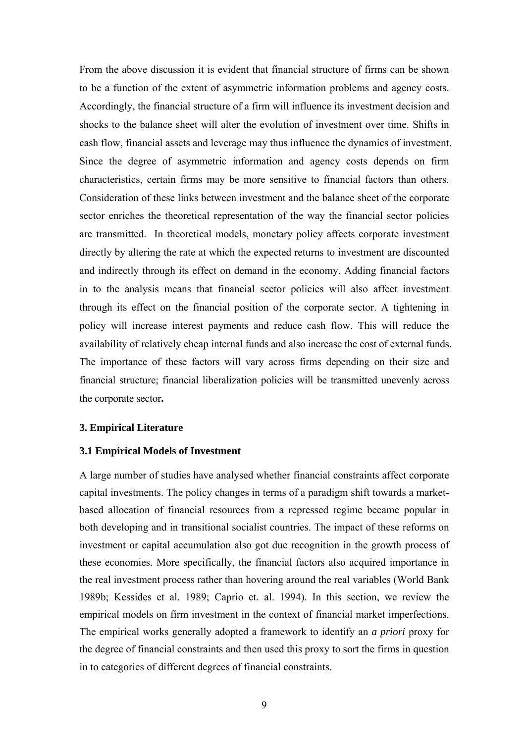From the above discussion it is evident that financial structure of firms can be shown to be a function of the extent of asymmetric information problems and agency costs. Accordingly, the financial structure of a firm will influence its investment decision and shocks to the balance sheet will alter the evolution of investment over time. Shifts in cash flow, financial assets and leverage may thus influence the dynamics of investment. Since the degree of asymmetric information and agency costs depends on firm characteristics, certain firms may be more sensitive to financial factors than others. Consideration of these links between investment and the balance sheet of the corporate sector enriches the theoretical representation of the way the financial sector policies are transmitted. In theoretical models, monetary policy affects corporate investment directly by altering the rate at which the expected returns to investment are discounted and indirectly through its effect on demand in the economy. Adding financial factors in to the analysis means that financial sector policies will also affect investment through its effect on the financial position of the corporate sector. A tightening in policy will increase interest payments and reduce cash flow. This will reduce the availability of relatively cheap internal funds and also increase the cost of external funds. The importance of these factors will vary across firms depending on their size and financial structure; financial liberalization policies will be transmitted unevenly across the corporate sector**.**

### 3. Empirical Literature

### 3.1 Empirical Models of Investment

A large number of studies have analysed whether financial constraints affect corporate capital investments. The policy changes in terms of a paradigm shift towards a market-based allocation of financial resources from a repressed regime became popular in both developing and in transitional socialist countries. The impact of these reforms on investment or capital accumulation also got due recognition in the growth process of these economies. More specifically, the financial factors also acquired importance in the real investment process rather than hovering around the real variables (World Bank 1989b; Kessides et al. 1989; Caprio et. al. 1994). In this section, we review the empirical models on firm investment in the context of financial market imperfections. The empirical works generally adopted a framework to identify an *a priori* proxy for the degree of financial constraints and then used this proxy to sort the firms in question in to categories of different degrees of financial constraints.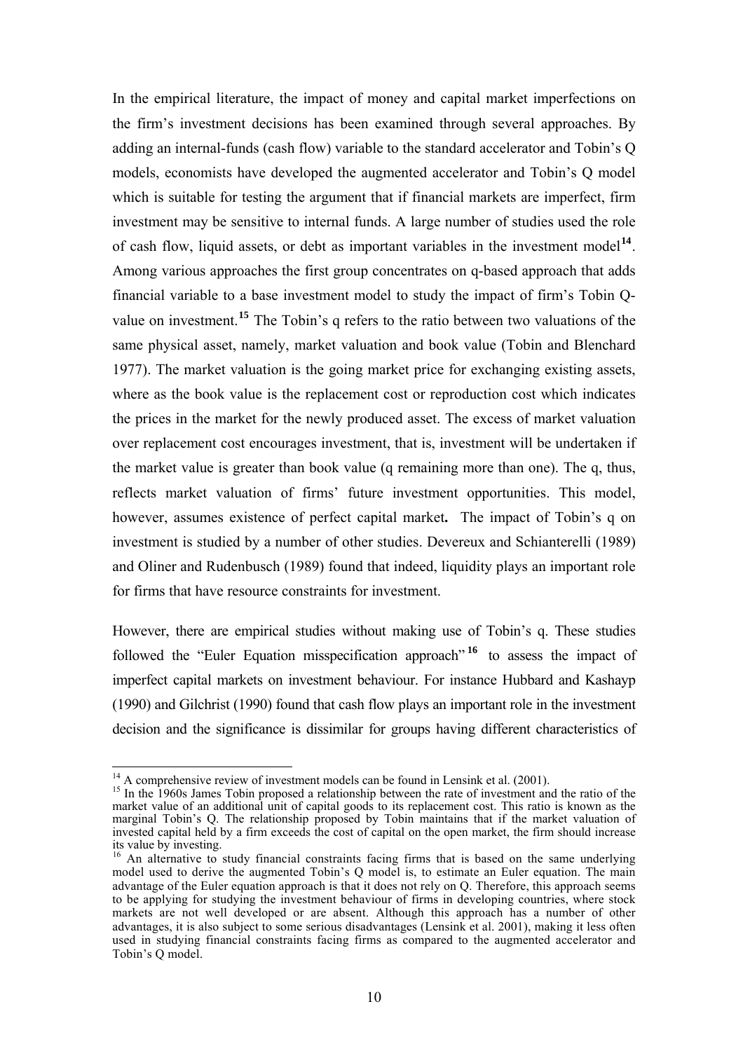In the empirical literature, the impact of money and capital market imperfections on the firm's investment decisions has been examined through several approaches. By adding an internal-funds (cash flow) variable to the standard accelerator and Tobin's Q models, economists have developed the augmented accelerator and Tobin's Q model which is suitable for testing the argument that if financial markets are imperfect, firm investment may be sensitive to internal funds. A large number of studies used the role of cash flow, liquid assets, or debt as important variables in the investment model[14]. Among various approaches the first group concentrates on q-based approach that adds financial variable to a base investment model to study the impact of firm's Tobin Q-value on investment.[15] The Tobin's q refers to the ratio between two valuations of the same physical asset, namely, market valuation and book value (Tobin and Blenchard 1977). The market valuation is the going market price for exchanging existing assets, where as the book value is the replacement cost or reproduction cost which indicates the prices in the market for the newly produced asset. The excess of market valuation over replacement cost encourages investment, that is, investment will be undertaken if the market value is greater than book value (q remaining more than one). The q, thus, reflects market valuation of firms' future investment opportunities. This model, however, assumes existence of perfect capital market**.** The impact of Tobin's q on investment is studied by a number of other studies. Devereux and Schianterelli (1989) and Oliner and Rudenbusch (1989) found that indeed, liquidity plays an important role for firms that have resource constraints for investment.

However, there are empirical studies without making use of Tobin's q. These studies followed the "Euler Equation misspecification approach"[16] to assess the impact of imperfect capital markets on investment behaviour. For instance Hubbard and Kashayp (1990) and Gilchrist (1990) found that cash flow plays an important role in the investment decision and the significance is dissimilar for groups having different characteristics of

---

[14] A comprehensive review of investment models can be found in Lensink et al. (2001).

[15] In the 1960s James Tobin proposed a relationship between the rate of investment and the ratio of the market value of an additional unit of capital goods to its replacement cost. This ratio is known as the marginal Tobin's Q. The relationship proposed by Tobin maintains that if the market valuation of invested capital held by a firm exceeds the cost of capital on the open market, the firm should increase its value by investing.

[16] An alternative to study financial constraints facing firms that is based on the same underlying model used to derive the augmented Tobin's Q model is, to estimate an Euler equation. The main advantage of the Euler equation approach is that it does not rely on Q. Therefore, this approach seems to be applying for studying the investment behaviour of firms in developing countries, where stock markets are not well developed or are absent. Although this approach has a number of other advantages, it is also subject to some serious disadvantages (Lensink et al. 2001), making it less often used in studying financial constraints facing firms as compared to the augmented accelerator and Tobin's Q model.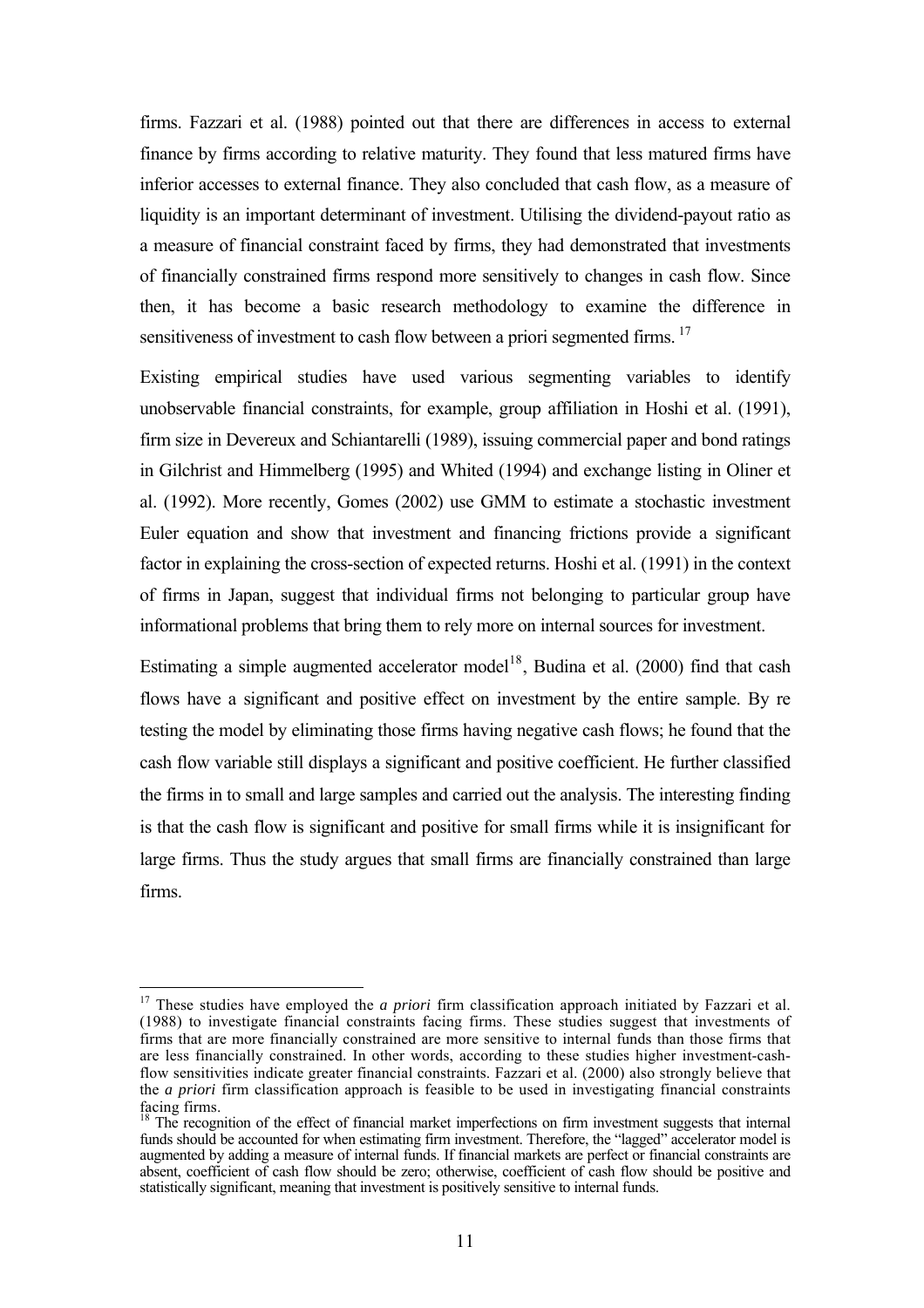firms. Fazzari et al. (1988) pointed out that there are differences in access to external finance by firms according to relative maturity. They found that less matured firms have inferior accesses to external finance. They also concluded that cash flow, as a measure of liquidity is an important determinant of investment. Utilising the dividend-payout ratio as a measure of financial constraint faced by firms, they had demonstrated that investments of financially constrained firms respond more sensitively to changes in cash flow. Since then, it has become a basic research methodology to examine the difference in sensitiveness of investment to cash flow between a priori segmented firms. [17]

Existing empirical studies have used various segmenting variables to identify unobservable financial constraints, for example, group affiliation in Hoshi et al. (1991), firm size in Devereux and Schiantarelli (1989), issuing commercial paper and bond ratings in Gilchrist and Himmelberg (1995) and Whited (1994) and exchange listing in Oliner et al. (1992). More recently, Gomes (2002) use GMM to estimate a stochastic investment Euler equation and show that investment and financing frictions provide a significant factor in explaining the cross-section of expected returns. Hoshi et al. (1991) in the context of firms in Japan, suggest that individual firms not belonging to particular group have informational problems that bring them to rely more on internal sources for investment.

Estimating a simple augmented accelerator model[18], Budina et al. (2000) find that cash flows have a significant and positive effect on investment by the entire sample. By re testing the model by eliminating those firms having negative cash flows; he found that the cash flow variable still displays a significant and positive coefficient. He further classified the firms in to small and large samples and carried out the analysis. The interesting finding is that the cash flow is significant and positive for small firms while it is insignificant for large firms. Thus the study argues that small firms are financially constrained than large firms.

---

[17] These studies have employed the *a priori* firm classification approach initiated by Fazzari et al. (1988) to investigate financial constraints facing firms. These studies suggest that investments of firms that are more financially constrained are more sensitive to internal funds than those firms that are less financially constrained. In other words, according to these studies higher investment-cash-flow sensitivities indicate greater financial constraints. Fazzari et al. (2000) also strongly believe that the *a priori* firm classification approach is feasible to be used in investigating financial constraints facing firms.

[18] The recognition of the effect of financial market imperfections on firm investment suggests that internal funds should be accounted for when estimating firm investment. Therefore, the "lagged" accelerator model is augmented by adding a measure of internal funds. If financial markets are perfect or financial constraints are absent, coefficient of cash flow should be zero; otherwise, coefficient of cash flow should be positive and statistically significant, meaning that investment is positively sensitive to internal funds.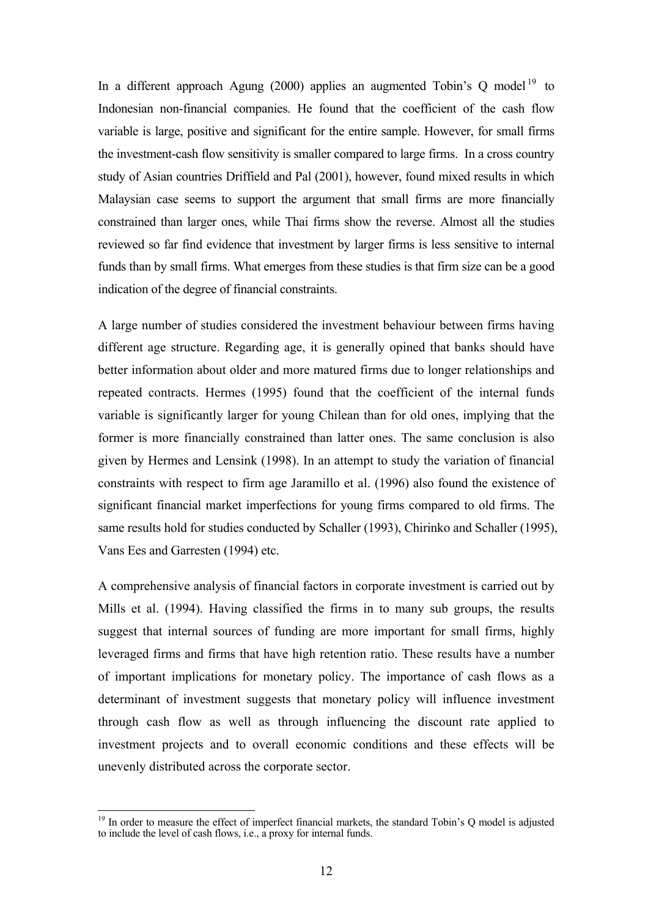In a different approach Agung (2000) applies an augmented Tobin's Q model[19] to Indonesian non-financial companies. He found that the coefficient of the cash flow variable is large, positive and significant for the entire sample. However, for small firms the investment-cash flow sensitivity is smaller compared to large firms. In a cross country study of Asian countries Driffield and Pal (2001), however, found mixed results in which Malaysian case seems to support the argument that small firms are more financially constrained than larger ones, while Thai firms show the reverse. Almost all the studies reviewed so far find evidence that investment by larger firms is less sensitive to internal funds than by small firms. What emerges from these studies is that firm size can be a good indication of the degree of financial constraints.

A large number of studies considered the investment behaviour between firms having different age structure. Regarding age, it is generally opined that banks should have better information about older and more matured firms due to longer relationships and repeated contracts. Hermes (1995) found that the coefficient of the internal funds variable is significantly larger for young Chilean than for old ones, implying that the former is more financially constrained than latter ones. The same conclusion is also given by Hermes and Lensink (1998). In an attempt to study the variation of financial constraints with respect to firm age Jaramillo et al. (1996) also found the existence of significant financial market imperfections for young firms compared to old firms. The same results hold for studies conducted by Schaller (1993), Chirinko and Schaller (1995), Vans Ees and Garresten (1994) etc.

A comprehensive analysis of financial factors in corporate investment is carried out by Mills et al. (1994). Having classified the firms in to many sub groups, the results suggest that internal sources of funding are more important for small firms, highly leveraged firms and firms that have high retention ratio. These results have a number of important implications for monetary policy. The importance of cash flows as a determinant of investment suggests that monetary policy will influence investment through cash flow as well as through influencing the discount rate applied to investment projects and to overall economic conditions and these effects will be unevenly distributed across the corporate sector.

[19] In order to measure the effect of imperfect financial markets, the standard Tobin's Q model is adjusted to include the level of cash flows, i.e., a proxy for internal funds.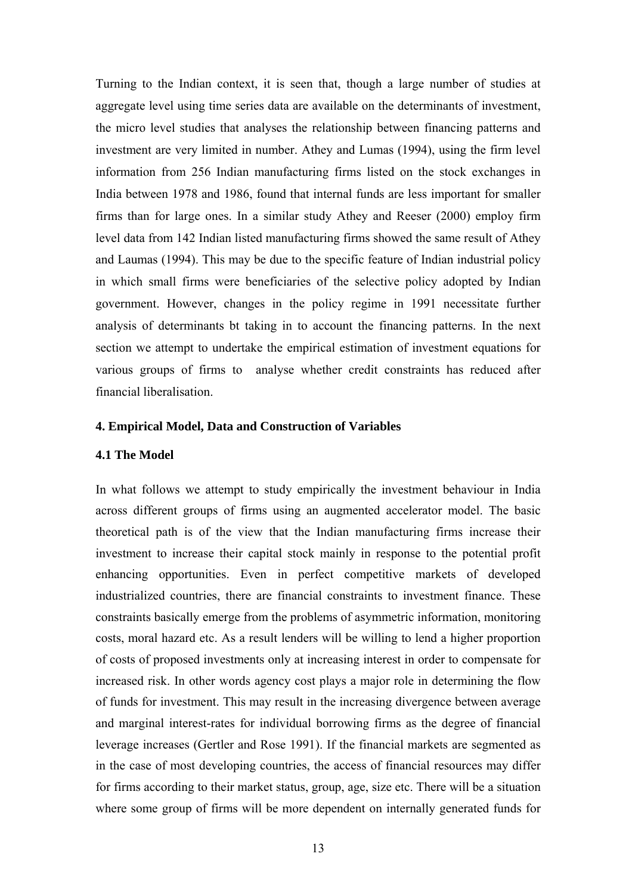Turning to the Indian context, it is seen that, though a large number of studies at aggregate level using time series data are available on the determinants of investment, the micro level studies that analyses the relationship between financing patterns and investment are very limited in number. Athey and Lumas (1994), using the firm level information from 256 Indian manufacturing firms listed on the stock exchanges in India between 1978 and 1986, found that internal funds are less important for smaller firms than for large ones. In a similar study Athey and Reeser (2000) employ firm level data from 142 Indian listed manufacturing firms showed the same result of Athey and Laumas (1994). This may be due to the specific feature of Indian industrial policy in which small firms were beneficiaries of the selective policy adopted by Indian government. However, changes in the policy regime in 1991 necessitate further analysis of determinants bt taking in to account the financing patterns. In the next section we attempt to undertake the empirical estimation of investment equations for various groups of firms to analyse whether credit constraints has reduced after financial liberalisation.

## 4. Empirical Model, Data and Construction of Variables

### 4.1 The Model

In what follows we attempt to study empirically the investment behaviour in India across different groups of firms using an augmented accelerator model. The basic theoretical path is of the view that the Indian manufacturing firms increase their investment to increase their capital stock mainly in response to the potential profit enhancing opportunities. Even in perfect competitive markets of developed industrialized countries, there are financial constraints to investment finance. These constraints basically emerge from the problems of asymmetric information, monitoring costs, moral hazard etc. As a result lenders will be willing to lend a higher proportion of costs of proposed investments only at increasing interest in order to compensate for increased risk. In other words agency cost plays a major role in determining the flow of funds for investment. This may result in the increasing divergence between average and marginal interest-rates for individual borrowing firms as the degree of financial leverage increases (Gertler and Rose 1991). If the financial markets are segmented as in the case of most developing countries, the access of financial resources may differ for firms according to their market status, group, age, size etc. There will be a situation where some group of firms will be more dependent on internally generated funds for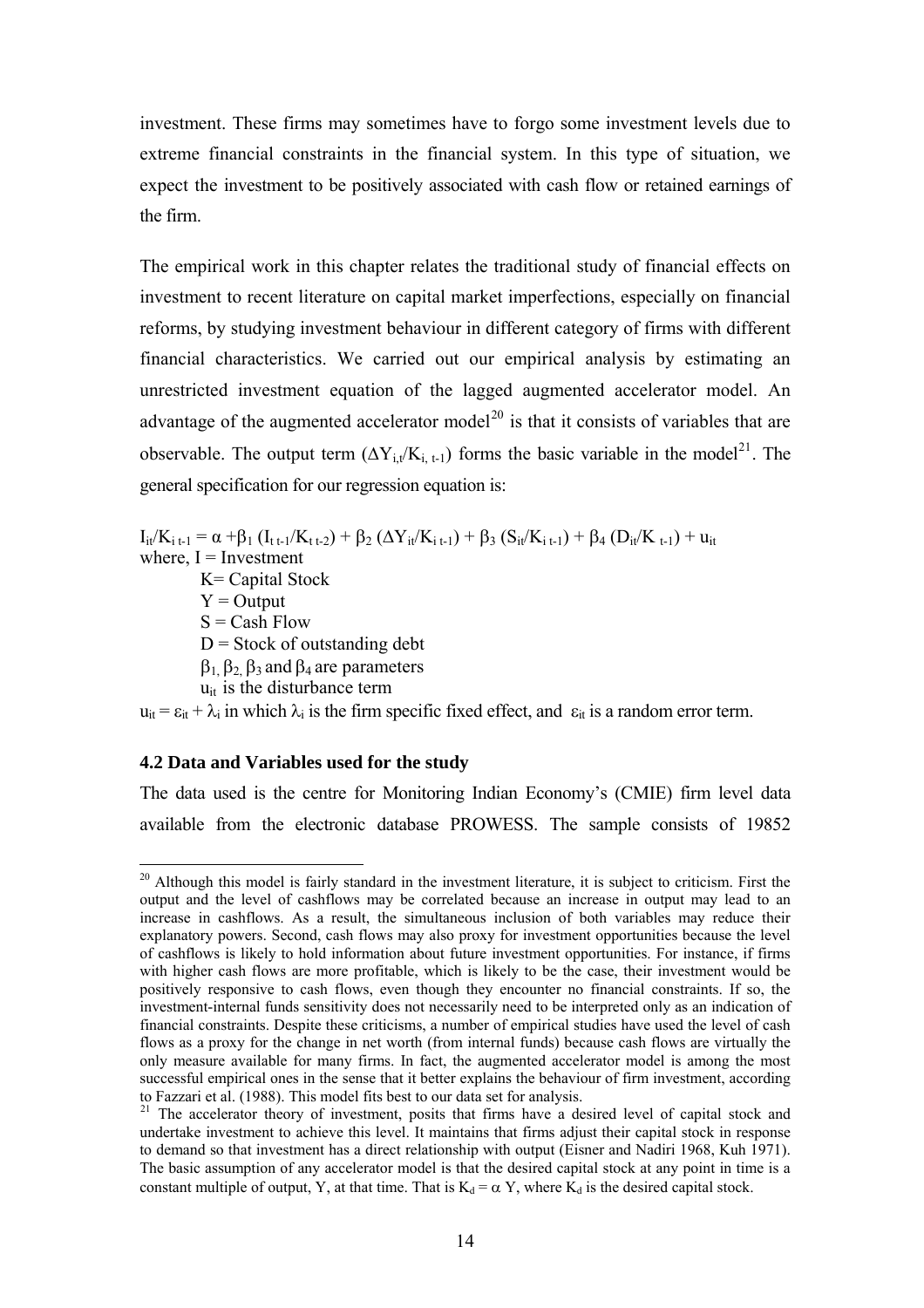investment. These firms may sometimes have to forgo some investment levels due to extreme financial constraints in the financial system. In this type of situation, we expect the investment to be positively associated with cash flow or retained earnings of the firm.

The empirical work in this chapter relates the traditional study of financial effects on investment to recent literature on capital market imperfections, especially on financial reforms, by studying investment behaviour in different category of firms with different financial characteristics. We carried out our empirical analysis by estimating an unrestricted investment equation of the lagged augmented accelerator model. An advantage of the augmented accelerator model[20] is that it consists of variables that are observable. The output term ($\Delta Y_{i,t}/K_{i,\,t-1}$) forms the basic variable in the model[21]. The general specification for our regression equation is:

$$I_{it}/K_{i\,t-1} = \alpha + \beta_1 (I_{t\,t-1}/K_{t\,t-2}) + \beta_2 (\Delta Y_{it}/K_{i\,t-1}) + \beta_3 (S_{it}/K_{i\,t-1}) + \beta_4 (D_{it}/K_{\,t-1}) + u_{it}$$

where, I = Investment

K= Capital Stock

Y = Output

S = Cash Flow

D = Stock of outstanding debt

$\beta_1, \beta_2, \beta_3$ and $\beta_4$ are parameters

$u_{it}$ is the disturbance term

$u_{it} = \varepsilon_{it} + \lambda_i$ in which $\lambda_i$ is the firm specific fixed effect, and $\varepsilon_{it}$ is a random error term.

### 4.2 Data and Variables used for the study

The data used is the centre for Monitoring Indian Economy's (CMIE) firm level data available from the electronic database PROWESS. The sample consists of 19852

---

[20] Although this model is fairly standard in the investment literature, it is subject to criticism. First the output and the level of cashflows may be correlated because an increase in output may lead to an increase in cashflows. As a result, the simultaneous inclusion of both variables may reduce their explanatory powers. Second, cash flows may also proxy for investment opportunities because the level of cashflows is likely to hold information about future investment opportunities. For instance, if firms with higher cash flows are more profitable, which is likely to be the case, their investment would be positively responsive to cash flows, even though they encounter no financial constraints. If so, the investment-internal funds sensitivity does not necessarily need to be interpreted only as an indication of financial constraints. Despite these criticisms, a number of empirical studies have used the level of cash flows as a proxy for the change in net worth (from internal funds) because cash flows are virtually the only measure available for many firms. In fact, the augmented accelerator model is among the most successful empirical ones in the sense that it better explains the behaviour of firm investment, according to Fazzari et al. (1988). This model fits best to our data set for analysis.

[21] The accelerator theory of investment, posits that firms have a desired level of capital stock and undertake investment to achieve this level. It maintains that firms adjust their capital stock in response to demand so that investment has a direct relationship with output (Eisner and Nadiri 1968, Kuh 1971). The basic assumption of any accelerator model is that the desired capital stock at any point in time is a constant multiple of output, Y, at that time. That is $K_d = \alpha\, Y$, where $K_d$ is the desired capital stock.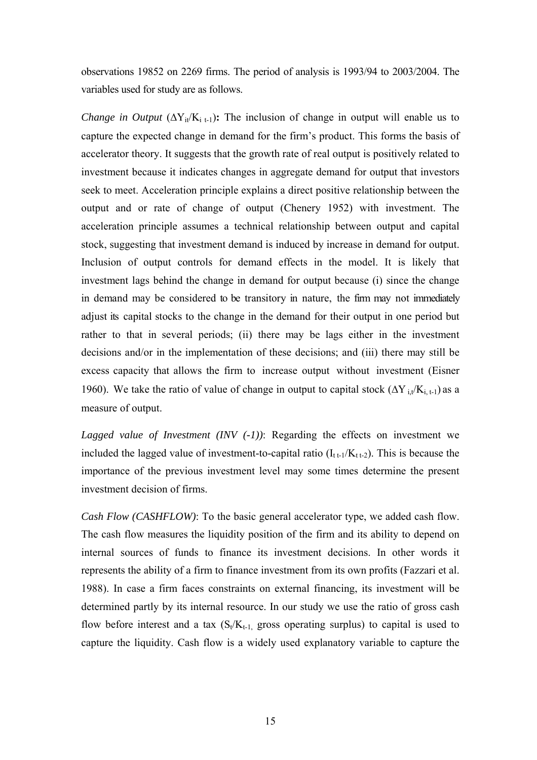observations 19852 on 2269 firms. The period of analysis is 1993/94 to 2003/2004. The variables used for study are as follows.

*Change in Output* ($\Delta Y_{it}/K_{i\ t-1}$)**:** The inclusion of change in output will enable us to capture the expected change in demand for the firm's product. This forms the basis of accelerator theory. It suggests that the growth rate of real output is positively related to investment because it indicates changes in aggregate demand for output that investors seek to meet. Acceleration principle explains a direct positive relationship between the output and or rate of change of output (Chenery 1952) with investment. The acceleration principle assumes a technical relationship between output and capital stock, suggesting that investment demand is induced by increase in demand for output. Inclusion of output controls for demand effects in the model. It is likely that investment lags behind the change in demand for output because (i) since the change in demand may be considered to be transitory in nature, the firm may not immediately adjust its capital stocks to the change in the demand for their output in one period but rather to that in several periods; (ii) there may be lags either in the investment decisions and/or in the implementation of these decisions; and (iii) there may still be excess capacity that allows the firm to increase output without investment (Eisner 1960). We take the ratio of value of change in output to capital stock ($\Delta Y_{i,t}/K_{i,\ t-1}$) as a measure of output.

*Lagged value of Investment (INV (-1))*: Regarding the effects on investment we included the lagged value of investment-to-capital ratio ($I_{t\ t-1}/K_{t\ t-2}$). This is because the importance of the previous investment level may some times determine the present investment decision of firms.

*Cash Flow (CASHFLOW)*: To the basic general accelerator type, we added cash flow. The cash flow measures the liquidity position of the firm and its ability to depend on internal sources of funds to finance its investment decisions. In other words it represents the ability of a firm to finance investment from its own profits (Fazzari et al. 1988). In case a firm faces constraints on external financing, its investment will be determined partly by its internal resource. In our study we use the ratio of gross cash flow before interest and a tax ($S_t/K_{t-1,}$ gross operating surplus) to capital is used to capture the liquidity. Cash flow is a widely used explanatory variable to capture the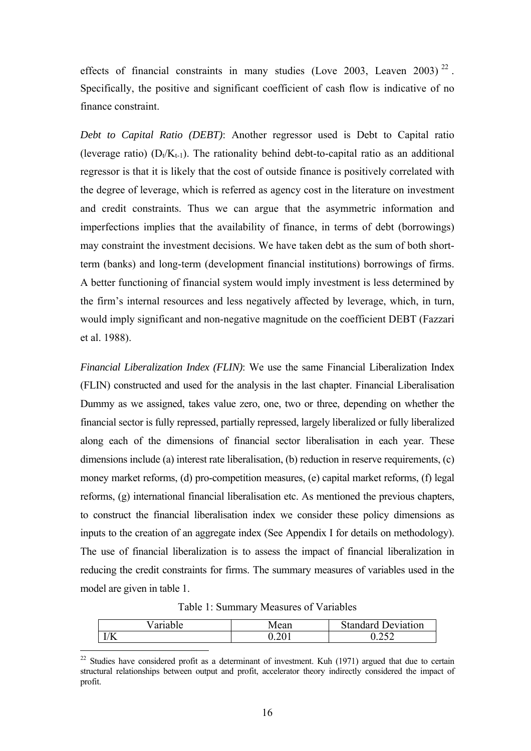effects of financial constraints in many studies (Love 2003, Leaven 2003)[22]. Specifically, the positive and significant coefficient of cash flow is indicative of no finance constraint.

*Debt to Capital Ratio (DEBT)*: Another regressor used is Debt to Capital ratio (leverage ratio) ($D_t/K_{t-1}$). The rationality behind debt-to-capital ratio as an additional regressor is that it is likely that the cost of outside finance is positively correlated with the degree of leverage, which is referred as agency cost in the literature on investment and credit constraints. Thus we can argue that the asymmetric information and imperfections implies that the availability of finance, in terms of debt (borrowings) may constraint the investment decisions. We have taken debt as the sum of both short-term (banks) and long-term (development financial institutions) borrowings of firms. A better functioning of financial system would imply investment is less determined by the firm's internal resources and less negatively affected by leverage, which, in turn, would imply significant and non-negative magnitude on the coefficient DEBT (Fazzari et al. 1988).

*Financial Liberalization Index (FLIN)*: We use the same Financial Liberalization Index (FLIN) constructed and used for the analysis in the last chapter. Financial Liberalisation Dummy as we assigned, takes value zero, one, two or three, depending on whether the financial sector is fully repressed, partially repressed, largely liberalized or fully liberalized along each of the dimensions of financial sector liberalisation in each year. These dimensions include (a) interest rate liberalisation, (b) reduction in reserve requirements, (c) money market reforms, (d) pro-competition measures, (e) capital market reforms, (f) legal reforms, (g) international financial liberalisation etc. As mentioned the previous chapters, to construct the financial liberalisation index we consider these policy dimensions as inputs to the creation of an aggregate index (See Appendix I for details on methodology). The use of financial liberalization is to assess the impact of financial liberalization in reducing the credit constraints for firms. The summary measures of variables used in the model are given in table 1.

Table 1: Summary Measures of Variables

| Variable | Mean | Standard Deviation |
|---|---|---|
| I/K | 0.201 | 0.252 |

[22] Studies have considered profit as a determinant of investment. Kuh (1971) argued that due to certain structural relationships between output and profit, accelerator theory indirectly considered the impact of profit.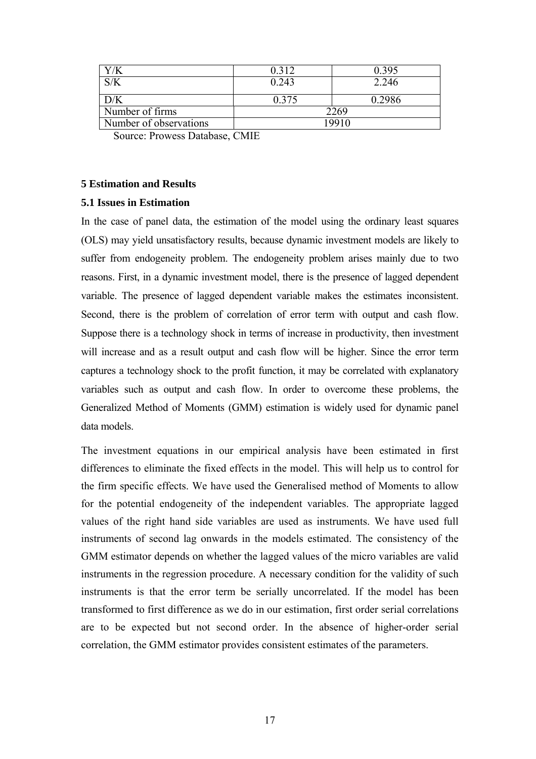| Y/K | 0.312 | 0.395 |
|---|---|---|
| S/K | 0.243 | 2.246 |
| D/K | 0.375 | 0.2986 |
| Number of firms | 2269 | |
| Number of observations | 19910 | |

Source: Prowess Database, CMIE

### 5 Estimation and Results

#### 5.1 Issues in Estimation

In the case of panel data, the estimation of the model using the ordinary least squares (OLS) may yield unsatisfactory results, because dynamic investment models are likely to suffer from endogeneity problem. The endogeneity problem arises mainly due to two reasons. First, in a dynamic investment model, there is the presence of lagged dependent variable. The presence of lagged dependent variable makes the estimates inconsistent. Second, there is the problem of correlation of error term with output and cash flow. Suppose there is a technology shock in terms of increase in productivity, then investment will increase and as a result output and cash flow will be higher. Since the error term captures a technology shock to the profit function, it may be correlated with explanatory variables such as output and cash flow. In order to overcome these problems, the Generalized Method of Moments (GMM) estimation is widely used for dynamic panel data models.

The investment equations in our empirical analysis have been estimated in first differences to eliminate the fixed effects in the model. This will help us to control for the firm specific effects. We have used the Generalised method of Moments to allow for the potential endogeneity of the independent variables. The appropriate lagged values of the right hand side variables are used as instruments. We have used full instruments of second lag onwards in the models estimated. The consistency of the GMM estimator depends on whether the lagged values of the micro variables are valid instruments in the regression procedure. A necessary condition for the validity of such instruments is that the error term be serially uncorrelated. If the model has been transformed to first difference as we do in our estimation, first order serial correlations are to be expected but not second order. In the absence of higher-order serial correlation, the GMM estimator provides consistent estimates of the parameters.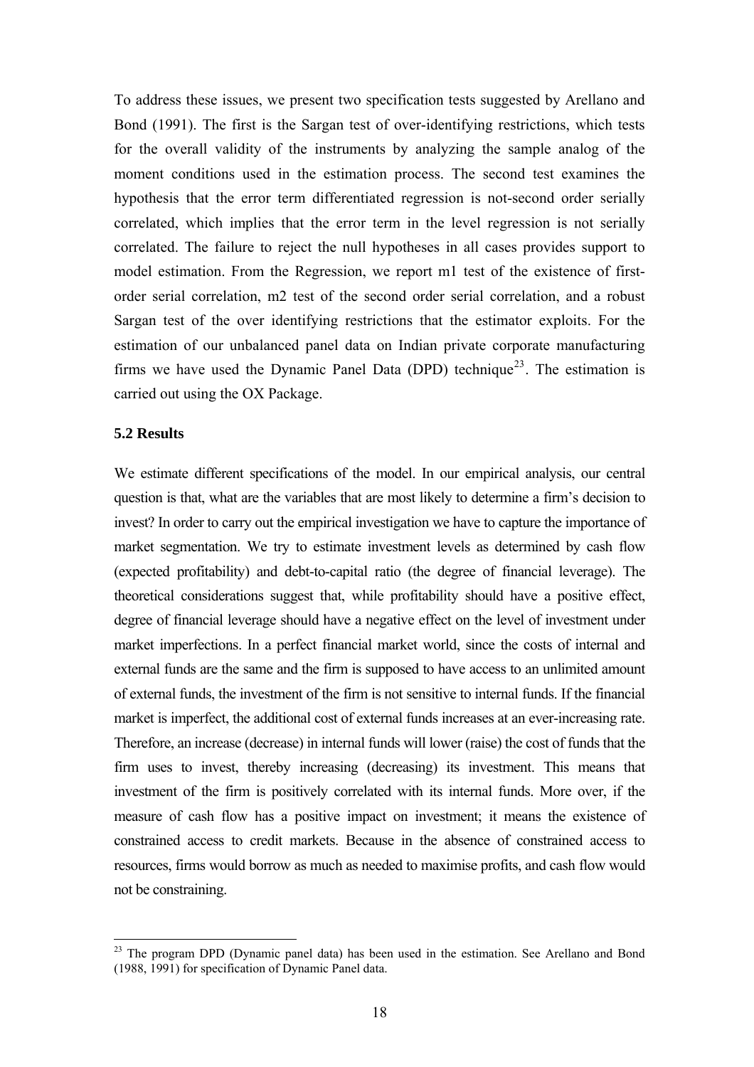To address these issues, we present two specification tests suggested by Arellano and Bond (1991). The first is the Sargan test of over-identifying restrictions, which tests for the overall validity of the instruments by analyzing the sample analog of the moment conditions used in the estimation process. The second test examines the hypothesis that the error term differentiated regression is not-second order serially correlated, which implies that the error term in the level regression is not serially correlated. The failure to reject the null hypotheses in all cases provides support to model estimation. From the Regression, we report m1 test of the existence of first-order serial correlation, m2 test of the second order serial correlation, and a robust Sargan test of the over identifying restrictions that the estimator exploits. For the estimation of our unbalanced panel data on Indian private corporate manufacturing firms we have used the Dynamic Panel Data (DPD) technique[23]. The estimation is carried out using the OX Package.

### 5.2 Results

We estimate different specifications of the model. In our empirical analysis, our central question is that, what are the variables that are most likely to determine a firm's decision to invest? In order to carry out the empirical investigation we have to capture the importance of market segmentation. We try to estimate investment levels as determined by cash flow (expected profitability) and debt-to-capital ratio (the degree of financial leverage). The theoretical considerations suggest that, while profitability should have a positive effect, degree of financial leverage should have a negative effect on the level of investment under market imperfections. In a perfect financial market world, since the costs of internal and external funds are the same and the firm is supposed to have access to an unlimited amount of external funds, the investment of the firm is not sensitive to internal funds. If the financial market is imperfect, the additional cost of external funds increases at an ever-increasing rate. Therefore, an increase (decrease) in internal funds will lower (raise) the cost of funds that the firm uses to invest, thereby increasing (decreasing) its investment. This means that investment of the firm is positively correlated with its internal funds. More over, if the measure of cash flow has a positive impact on investment; it means the existence of constrained access to credit markets. Because in the absence of constrained access to resources, firms would borrow as much as needed to maximise profits, and cash flow would not be constraining.

---

[23] The program DPD (Dynamic panel data) has been used in the estimation. See Arellano and Bond (1988, 1991) for specification of Dynamic Panel data.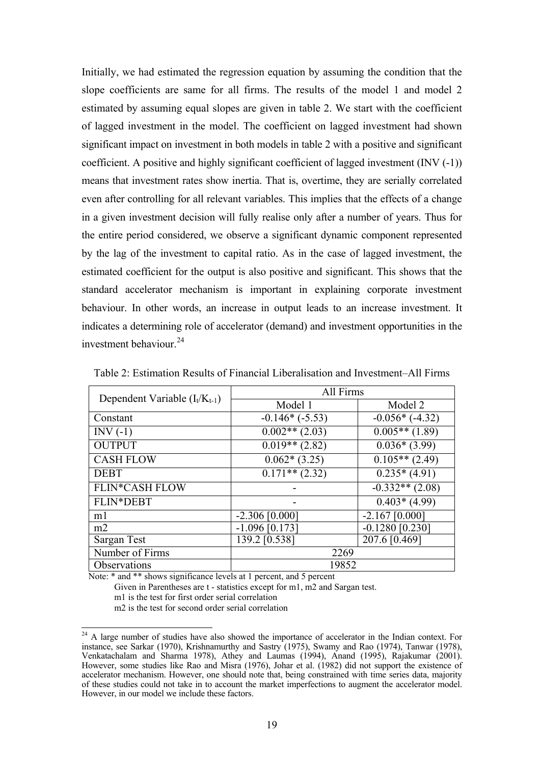Initially, we had estimated the regression equation by assuming the condition that the slope coefficients are same for all firms. The results of the model 1 and model 2 estimated by assuming equal slopes are given in table 2. We start with the coefficient of lagged investment in the model. The coefficient on lagged investment had shown significant impact on investment in both models in table 2 with a positive and significant coefficient. A positive and highly significant coefficient of lagged investment (INV (-1)) means that investment rates show inertia. That is, overtime, they are serially correlated even after controlling for all relevant variables. This implies that the effects of a change in a given investment decision will fully realise only after a number of years. Thus for the entire period considered, we observe a significant dynamic component represented by the lag of the investment to capital ratio. As in the case of lagged investment, the estimated coefficient for the output is also positive and significant. This shows that the standard accelerator mechanism is important in explaining corporate investment behaviour. In other words, an increase in output leads to an increase investment. It indicates a determining role of accelerator (demand) and investment opportunities in the investment behaviour.[24]

Table 2: Estimation Results of Financial Liberalisation and Investment–All Firms

| Dependent Variable ($I_t/K_{t-1}$) | All Firms | |
|---|---|---|
| | Model 1 | Model 2 |
| Constant | -0.146* (-5.53) | -0.056* (-4.32) |
| INV (-1) | 0.002** (2.03) | 0.005** (1.89) |
| OUTPUT | 0.019** (2.82) | 0.036* (3.99) |
| CASH FLOW | 0.062* (3.25) | 0.105** (2.49) |
| DEBT | 0.171** (2.32) | 0.235* (4.91) |
| FLIN*CASH FLOW | - | -0.332** (2.08) |
| FLIN*DEBT | - | 0.403* (4.99) |
| m1 | -2.306 [0.000] | -2.167 [0.000] |
| m2 | -1.096 [0.173] | -0.1280 [0.230] |
| Sargan Test | 139.2 [0.538] | 207.6 [0.469] |
| Number of Firms | 2269 | |
| Observations | 19852 | |

Note: * and ** shows significance levels at 1 percent, and 5 percent
Given in Parentheses are t - statistics except for m1, m2 and Sargan test.
m1 is the test for first order serial correlation
m2 is the test for second order serial correlation

[24] A large number of studies have also showed the importance of accelerator in the Indian context. For instance, see Sarkar (1970), Krishnamurthy and Sastry (1975), Swamy and Rao (1974), Tanwar (1978), Venkatachalam and Sharma 1978), Athey and Laumas (1994), Anand (1995), Rajakumar (2001). However, some studies like Rao and Misra (1976), Johar et al. (1982) did not support the existence of accelerator mechanism. However, one should note that, being constrained with time series data, majority of these studies could not take in to account the market imperfections to augment the accelerator model. However, in our model we include these factors.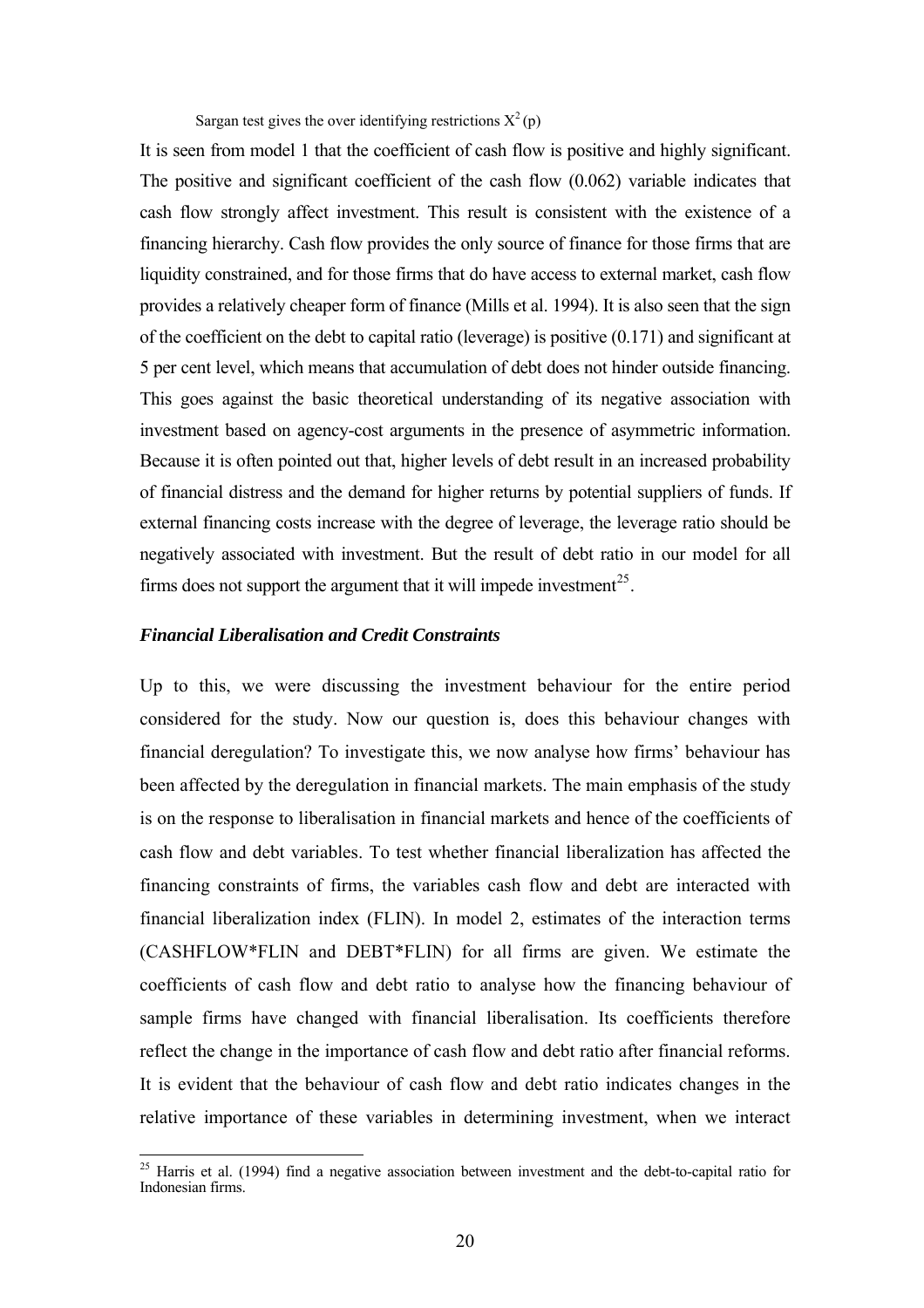Sargan test gives the over identifying restrictions $X^2$ (p)

It is seen from model 1 that the coefficient of cash flow is positive and highly significant. The positive and significant coefficient of the cash flow (0.062) variable indicates that cash flow strongly affect investment. This result is consistent with the existence of a financing hierarchy. Cash flow provides the only source of finance for those firms that are liquidity constrained, and for those firms that do have access to external market, cash flow provides a relatively cheaper form of finance (Mills et al. 1994). It is also seen that the sign of the coefficient on the debt to capital ratio (leverage) is positive (0.171) and significant at 5 per cent level, which means that accumulation of debt does not hinder outside financing. This goes against the basic theoretical understanding of its negative association with investment based on agency-cost arguments in the presence of asymmetric information. Because it is often pointed out that, higher levels of debt result in an increased probability of financial distress and the demand for higher returns by potential suppliers of funds. If external financing costs increase with the degree of leverage, the leverage ratio should be negatively associated with investment. But the result of debt ratio in our model for all firms does not support the argument that it will impede investment[25].

### *Financial Liberalisation and Credit Constraints*

Up to this, we were discussing the investment behaviour for the entire period considered for the study. Now our question is, does this behaviour changes with financial deregulation? To investigate this, we now analyse how firms' behaviour has been affected by the deregulation in financial markets. The main emphasis of the study is on the response to liberalisation in financial markets and hence of the coefficients of cash flow and debt variables. To test whether financial liberalization has affected the financing constraints of firms, the variables cash flow and debt are interacted with financial liberalization index (FLIN). In model 2, estimates of the interaction terms (CASHFLOW*FLIN and DEBT*FLIN) for all firms are given. We estimate the coefficients of cash flow and debt ratio to analyse how the financing behaviour of sample firms have changed with financial liberalisation. Its coefficients therefore reflect the change in the importance of cash flow and debt ratio after financial reforms. It is evident that the behaviour of cash flow and debt ratio indicates changes in the relative importance of these variables in determining investment, when we interact

[25] Harris et al. (1994) find a negative association between investment and the debt-to-capital ratio for Indonesian firms.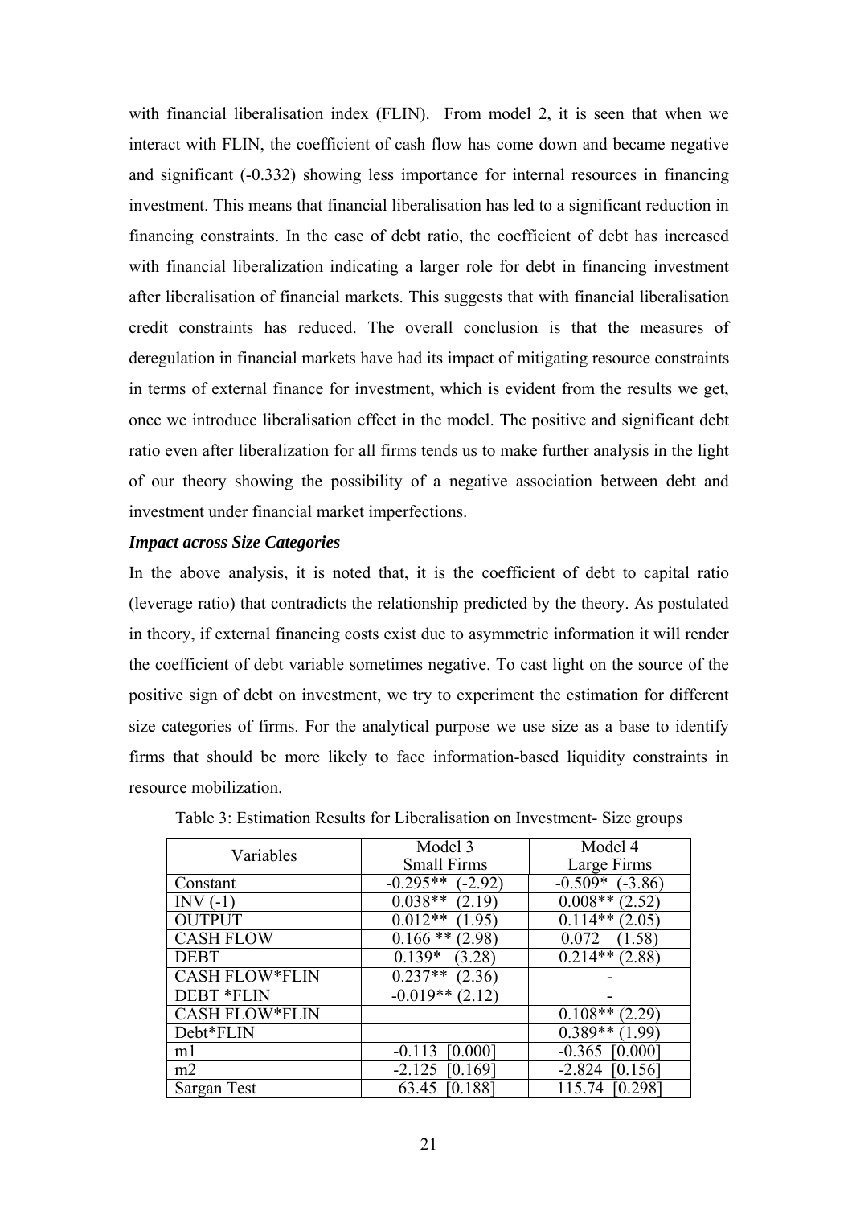with financial liberalisation index (FLIN). From model 2, it is seen that when we interact with FLIN, the coefficient of cash flow has come down and became negative and significant (-0.332) showing less importance for internal resources in financing investment. This means that financial liberalisation has led to a significant reduction in financing constraints. In the case of debt ratio, the coefficient of debt has increased with financial liberalization indicating a larger role for debt in financing investment after liberalisation of financial markets. This suggests that with financial liberalisation credit constraints has reduced. The overall conclusion is that the measures of deregulation in financial markets have had its impact of mitigating resource constraints in terms of external finance for investment, which is evident from the results we get, once we introduce liberalisation effect in the model. The positive and significant debt ratio even after liberalization for all firms tends us to make further analysis in the light of our theory showing the possibility of a negative association between debt and investment under financial market imperfections.

***Impact across Size Categories***

In the above analysis, it is noted that, it is the coefficient of debt to capital ratio (leverage ratio) that contradicts the relationship predicted by the theory. As postulated in theory, if external financing costs exist due to asymmetric information it will render the coefficient of debt variable sometimes negative. To cast light on the source of the positive sign of debt on investment, we try to experiment the estimation for different size categories of firms. For the analytical purpose we use size as a base to identify firms that should be more likely to face information-based liquidity constraints in resource mobilization.

Table 3: Estimation Results for Liberalisation on Investment- Size groups

| Variables | Model 3 Small Firms | Model 4 Large Firms |
|---|---|---|
| Constant | -0.295** (-2.92) | -0.509* (-3.86) |
| INV (-1) | 0.038** (2.19) | 0.008** (2.52) |
| OUTPUT | 0.012** (1.95) | 0.114** (2.05) |
| CASH FLOW | 0.166 ** (2.98) | 0.072 (1.58) |
| DEBT | 0.139* (3.28) | 0.214** (2.88) |
| CASH FLOW*FLIN | 0.237** (2.36) | - |
| DEBT *FLIN | -0.019** (2.12) | - |
| CASH FLOW*FLIN | | 0.108** (2.29) |
| Debt*FLIN | | 0.389** (1.99) |
| m1 | -0.113 [0.000] | -0.365 [0.000] |
| m2 | -2.125 [0.169] | -2.824 [0.156] |
| Sargan Test | 63.45 [0.188] | 115.74 [0.298] |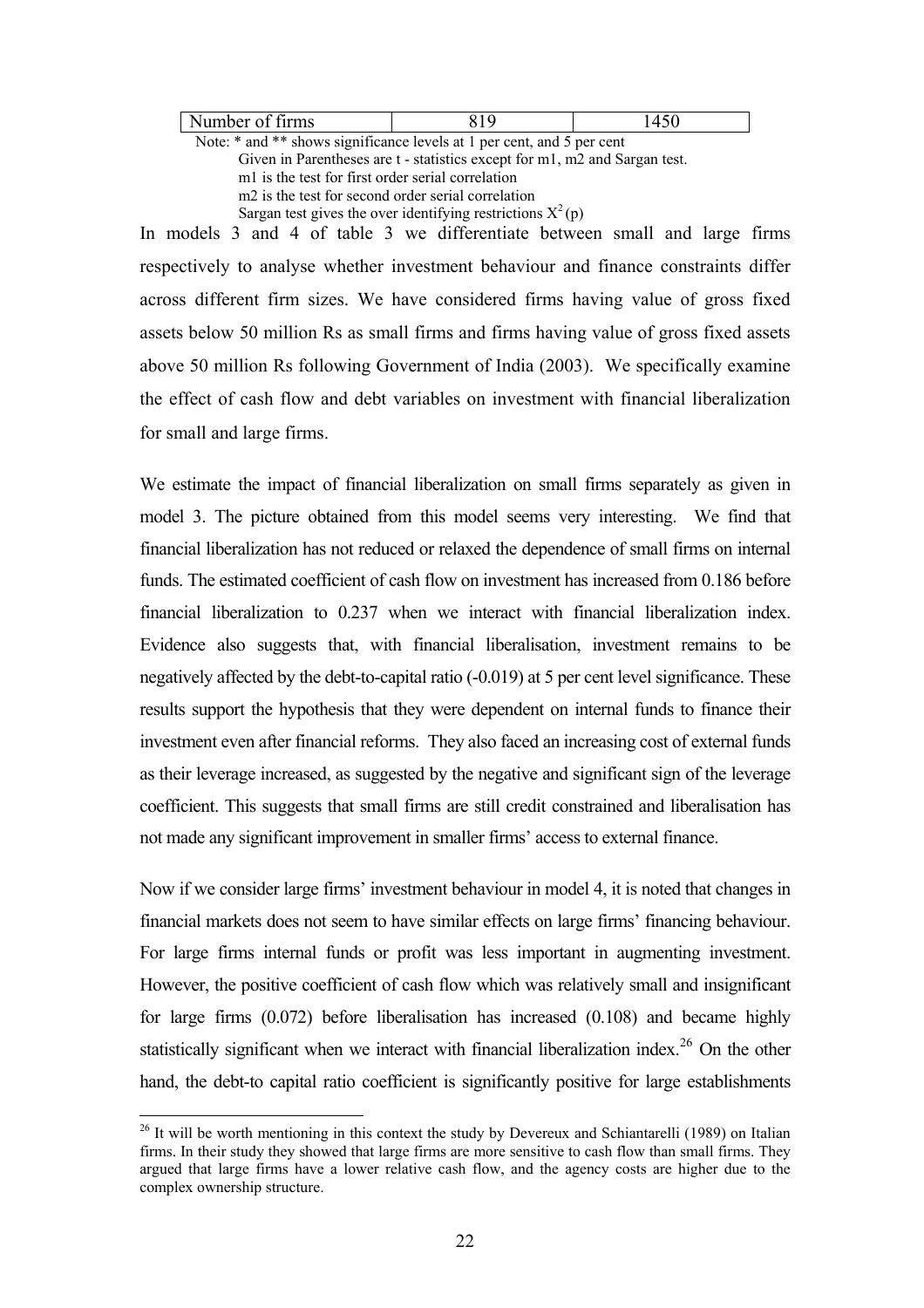| Number of firms | 819 | 1450 |
|---|---|---|

Note: * and ** shows significance levels at 1 per cent, and 5 per cent
Given in Parentheses are t - statistics except for m1, m2 and Sargan test.
m1 is the test for first order serial correlation
m2 is the test for second order serial correlation
Sargan test gives the over identifying restrictions $X^2(p)$

In models 3 and 4 of table 3 we differentiate between small and large firms respectively to analyse whether investment behaviour and finance constraints differ across different firm sizes. We have considered firms having value of gross fixed assets below 50 million Rs as small firms and firms having value of gross fixed assets above 50 million Rs following Government of India (2003). We specifically examine the effect of cash flow and debt variables on investment with financial liberalization for small and large firms.

We estimate the impact of financial liberalization on small firms separately as given in model 3. The picture obtained from this model seems very interesting. We find that financial liberalization has not reduced or relaxed the dependence of small firms on internal funds. The estimated coefficient of cash flow on investment has increased from 0.186 before financial liberalization to 0.237 when we interact with financial liberalization index. Evidence also suggests that, with financial liberalisation, investment remains to be negatively affected by the debt-to-capital ratio (-0.019) at 5 per cent level significance. These results support the hypothesis that they were dependent on internal funds to finance their investment even after financial reforms. They also faced an increasing cost of external funds as their leverage increased, as suggested by the negative and significant sign of the leverage coefficient. This suggests that small firms are still credit constrained and liberalisation has not made any significant improvement in smaller firms' access to external finance.

Now if we consider large firms' investment behaviour in model 4, it is noted that changes in financial markets does not seem to have similar effects on large firms' financing behaviour. For large firms internal funds or profit was less important in augmenting investment. However, the positive coefficient of cash flow which was relatively small and insignificant for large firms (0.072) before liberalisation has increased (0.108) and became highly statistically significant when we interact with financial liberalization index.[26] On the other hand, the debt-to capital ratio coefficient is significantly positive for large establishments

[26] It will be worth mentioning in this context the study by Devereux and Schiantarelli (1989) on Italian firms. In their study they showed that large firms are more sensitive to cash flow than small firms. They argued that large firms have a lower relative cash flow, and the agency costs are higher due to the complex ownership structure.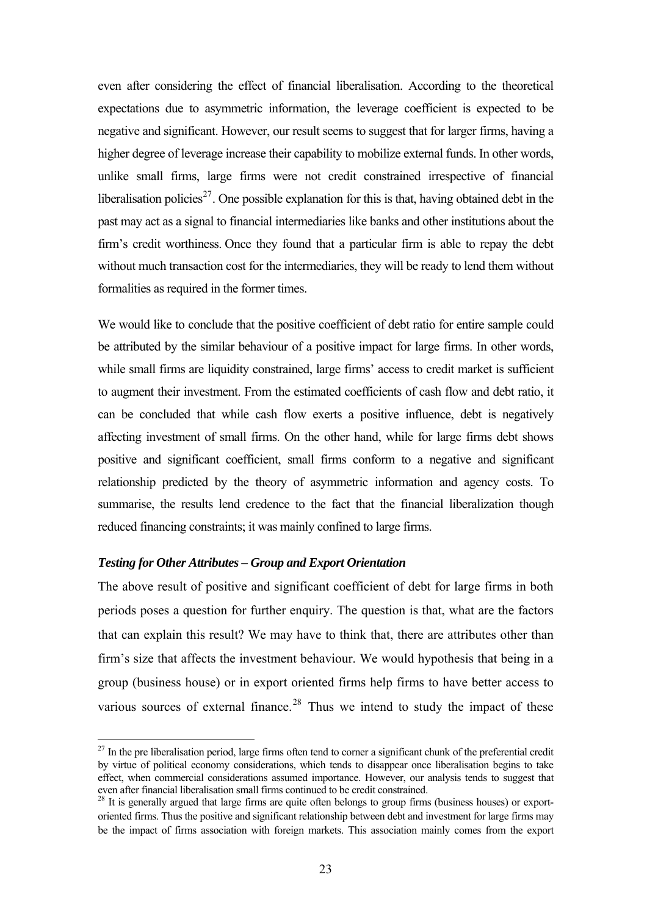even after considering the effect of financial liberalisation. According to the theoretical expectations due to asymmetric information, the leverage coefficient is expected to be negative and significant. However, our result seems to suggest that for larger firms, having a higher degree of leverage increase their capability to mobilize external funds. In other words, unlike small firms, large firms were not credit constrained irrespective of financial liberalisation policies[27]. One possible explanation for this is that, having obtained debt in the past may act as a signal to financial intermediaries like banks and other institutions about the firm's credit worthiness. Once they found that a particular firm is able to repay the debt without much transaction cost for the intermediaries, they will be ready to lend them without formalities as required in the former times.

We would like to conclude that the positive coefficient of debt ratio for entire sample could be attributed by the similar behaviour of a positive impact for large firms. In other words, while small firms are liquidity constrained, large firms' access to credit market is sufficient to augment their investment. From the estimated coefficients of cash flow and debt ratio, it can be concluded that while cash flow exerts a positive influence, debt is negatively affecting investment of small firms. On the other hand, while for large firms debt shows positive and significant coefficient, small firms conform to a negative and significant relationship predicted by the theory of asymmetric information and agency costs. To summarise, the results lend credence to the fact that the financial liberalization though reduced financing constraints; it was mainly confined to large firms.

### *Testing for Other Attributes – Group and Export Orientation*

The above result of positive and significant coefficient of debt for large firms in both periods poses a question for further enquiry. The question is that, what are the factors that can explain this result? We may have to think that, there are attributes other than firm's size that affects the investment behaviour. We would hypothesis that being in a group (business house) or in export oriented firms help firms to have better access to various sources of external finance.[28] Thus we intend to study the impact of these

[27] In the pre liberalisation period, large firms often tend to corner a significant chunk of the preferential credit by virtue of political economy considerations, which tends to disappear once liberalisation begins to take effect, when commercial considerations assumed importance. However, our analysis tends to suggest that even after financial liberalisation small firms continued to be credit constrained.

[28] It is generally argued that large firms are quite often belongs to group firms (business houses) or export-oriented firms. Thus the positive and significant relationship between debt and investment for large firms may be the impact of firms association with foreign markets. This association mainly comes from the export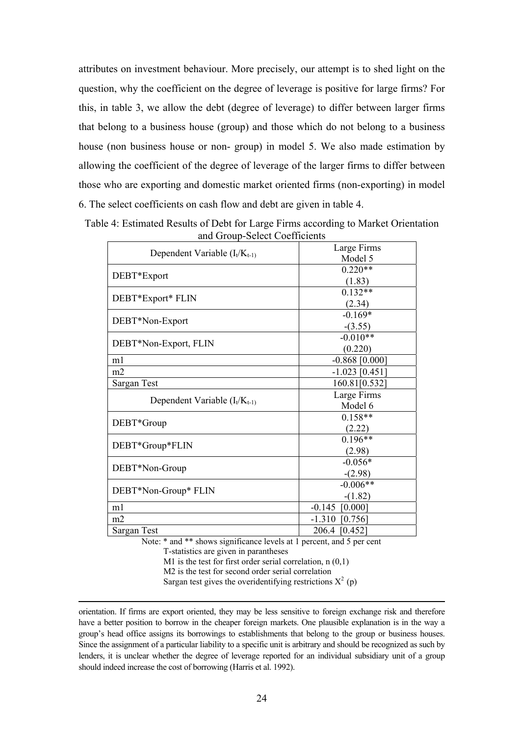attributes on investment behaviour. More precisely, our attempt is to shed light on the question, why the coefficient on the degree of leverage is positive for large firms? For this, in table 3, we allow the debt (degree of leverage) to differ between larger firms that belong to a business house (group) and those which do not belong to a business house (non business house or non- group) in model 5. We also made estimation by allowing the coefficient of the degree of leverage of the larger firms to differ between those who are exporting and domestic market oriented firms (non-exporting) in model 6. The select coefficients on cash flow and debt are given in table 4.

Table 4: Estimated Results of Debt for Large Firms according to Market Orientation and Group-Select Coefficients

| Dependent Variable ($I_t/K_{t-1}$) | Large Firms Model 5 |
|---|---|
| DEBT*Export | 0.220** (1.83) |
| DEBT*Export* FLIN | 0.132** (2.34) |
| DEBT*Non-Export | -0.169* -(3.55) |
| DEBT*Non-Export, FLIN | -0.010** (0.220) |
| m1 | -0.868 [0.000] |
| m2 | -1.023 [0.451] |
| Sargan Test | 160.81[0.532] |
| **Dependent Variable ($I_t/K_{t-1}$)** | **Large Firms Model 6** |
| DEBT*Group | 0.158** (2.22) |
| DEBT*Group*FLIN | 0.196** (2.98) |
| DEBT*Non-Group | -0.056* -(2.98) |
| DEBT*Non-Group* FLIN | -0.006** -(1.82) |
| m1 | -0.145 [0.000] |
| m2 | -1.310 [0.756] |
| Sargan Test | 206.4 [0.452] |

Note: * and ** shows significance levels at 1 percent, and 5 per cent
T-statistics are given in parantheses
M1 is the test for first order serial correlation, n (0,1)
M2 is the test for second order serial correlation
Sargan test gives the overidentifying restrictions $X^2$ (p)

---

orientation. If firms are export oriented, they may be less sensitive to foreign exchange risk and therefore have a better position to borrow in the cheaper foreign markets. One plausible explanation is in the way a group's head office assigns its borrowings to establishments that belong to the group or business houses. Since the assignment of a particular liability to a specific unit is arbitrary and should be recognized as such by lenders, it is unclear whether the degree of leverage reported for an individual subsidiary unit of a group should indeed increase the cost of borrowing (Harris et al. 1992).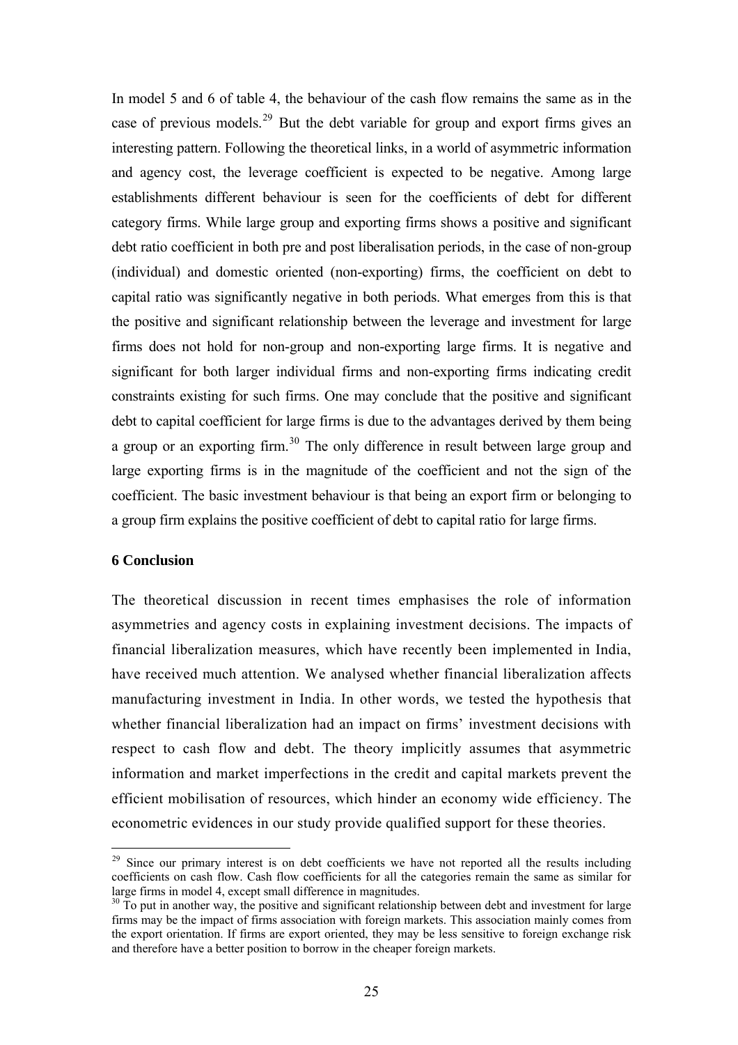In model 5 and 6 of table 4, the behaviour of the cash flow remains the same as in the case of previous models.[29] But the debt variable for group and export firms gives an interesting pattern. Following the theoretical links, in a world of asymmetric information and agency cost, the leverage coefficient is expected to be negative. Among large establishments different behaviour is seen for the coefficients of debt for different category firms. While large group and exporting firms shows a positive and significant debt ratio coefficient in both pre and post liberalisation periods, in the case of non-group (individual) and domestic oriented (non-exporting) firms, the coefficient on debt to capital ratio was significantly negative in both periods. What emerges from this is that the positive and significant relationship between the leverage and investment for large firms does not hold for non-group and non-exporting large firms. It is negative and significant for both larger individual firms and non-exporting firms indicating credit constraints existing for such firms. One may conclude that the positive and significant debt to capital coefficient for large firms is due to the advantages derived by them being a group or an exporting firm.[30] The only difference in result between large group and large exporting firms is in the magnitude of the coefficient and not the sign of the coefficient. The basic investment behaviour is that being an export firm or belonging to a group firm explains the positive coefficient of debt to capital ratio for large firms.

## 6 Conclusion

The theoretical discussion in recent times emphasises the role of information asymmetries and agency costs in explaining investment decisions. The impacts of financial liberalization measures, which have recently been implemented in India, have received much attention. We analysed whether financial liberalization affects manufacturing investment in India. In other words, we tested the hypothesis that whether financial liberalization had an impact on firms' investment decisions with respect to cash flow and debt. The theory implicitly assumes that asymmetric information and market imperfections in the credit and capital markets prevent the efficient mobilisation of resources, which hinder an economy wide efficiency. The econometric evidences in our study provide qualified support for these theories.

---

[29] Since our primary interest is on debt coefficients we have not reported all the results including coefficients on cash flow. Cash flow coefficients for all the categories remain the same as similar for large firms in model 4, except small difference in magnitudes.

[30] To put in another way, the positive and significant relationship between debt and investment for large firms may be the impact of firms association with foreign markets. This association mainly comes from the export orientation. If firms are export oriented, they may be less sensitive to foreign exchange risk and therefore have a better position to borrow in the cheaper foreign markets.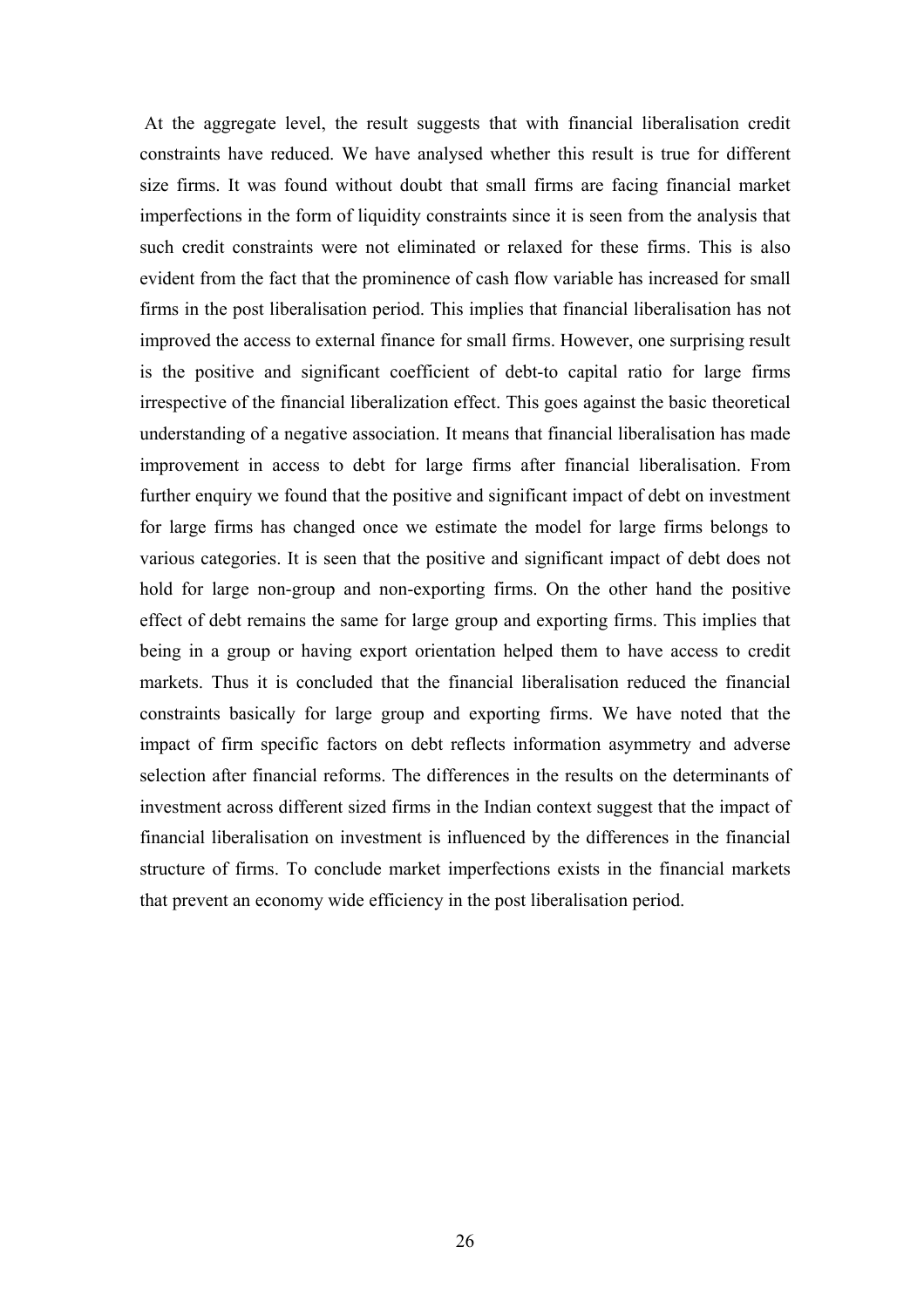At the aggregate level, the result suggests that with financial liberalisation credit constraints have reduced. We have analysed whether this result is true for different size firms. It was found without doubt that small firms are facing financial market imperfections in the form of liquidity constraints since it is seen from the analysis that such credit constraints were not eliminated or relaxed for these firms. This is also evident from the fact that the prominence of cash flow variable has increased for small firms in the post liberalisation period. This implies that financial liberalisation has not improved the access to external finance for small firms. However, one surprising result is the positive and significant coefficient of debt-to capital ratio for large firms irrespective of the financial liberalization effect. This goes against the basic theoretical understanding of a negative association. It means that financial liberalisation has made improvement in access to debt for large firms after financial liberalisation. From further enquiry we found that the positive and significant impact of debt on investment for large firms has changed once we estimate the model for large firms belongs to various categories. It is seen that the positive and significant impact of debt does not hold for large non-group and non-exporting firms. On the other hand the positive effect of debt remains the same for large group and exporting firms. This implies that being in a group or having export orientation helped them to have access to credit markets. Thus it is concluded that the financial liberalisation reduced the financial constraints basically for large group and exporting firms. We have noted that the impact of firm specific factors on debt reflects information asymmetry and adverse selection after financial reforms. The differences in the results on the determinants of investment across different sized firms in the Indian context suggest that the impact of financial liberalisation on investment is influenced by the differences in the financial structure of firms. To conclude market imperfections exists in the financial markets that prevent an economy wide efficiency in the post liberalisation period.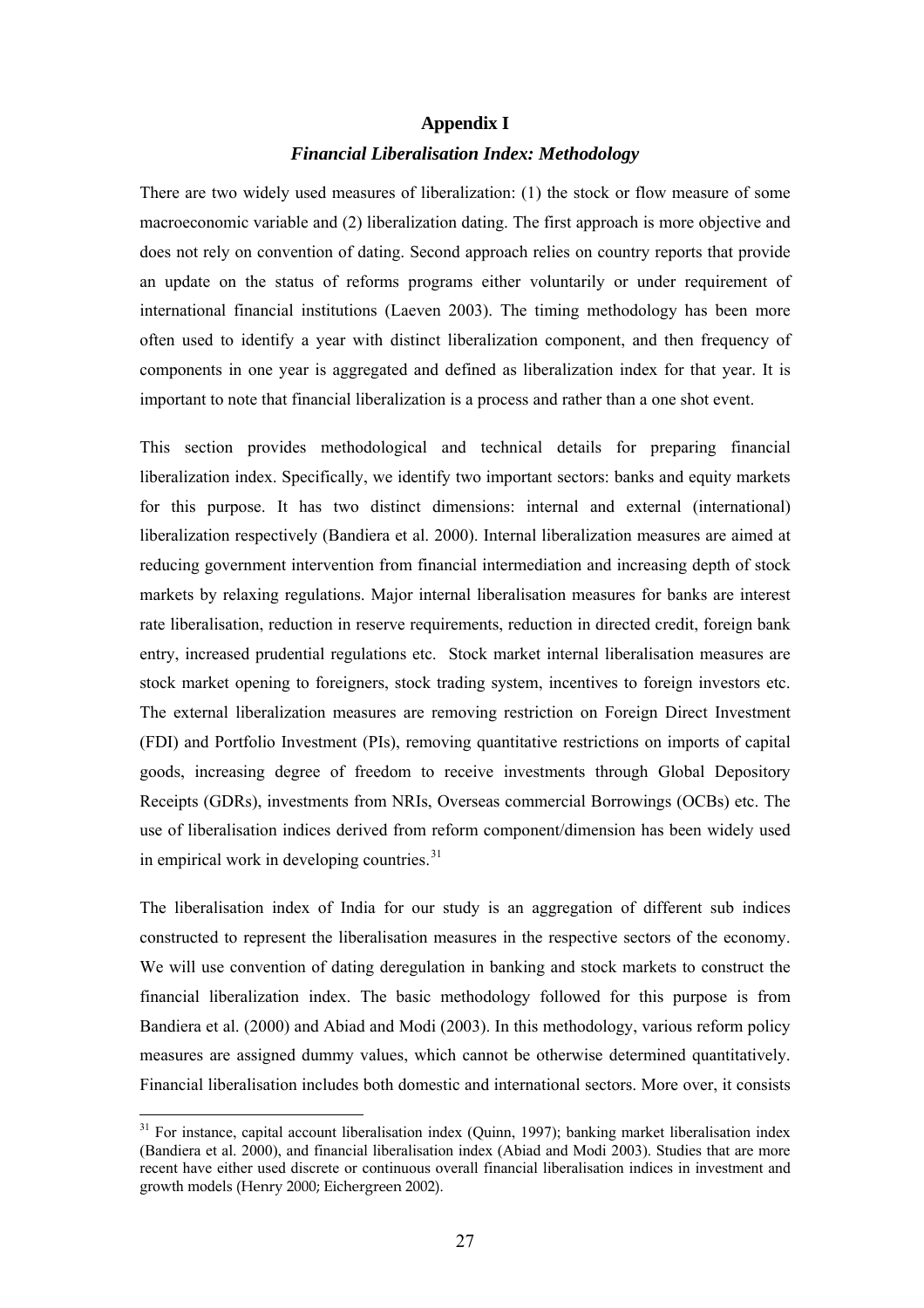## Appendix I

### *Financial Liberalisation Index: Methodology*

There are two widely used measures of liberalization: (1) the stock or flow measure of some macroeconomic variable and (2) liberalization dating. The first approach is more objective and does not rely on convention of dating. Second approach relies on country reports that provide an update on the status of reforms programs either voluntarily or under requirement of international financial institutions (Laeven 2003). The timing methodology has been more often used to identify a year with distinct liberalization component, and then frequency of components in one year is aggregated and defined as liberalization index for that year. It is important to note that financial liberalization is a process and rather than a one shot event.

This section provides methodological and technical details for preparing financial liberalization index. Specifically, we identify two important sectors: banks and equity markets for this purpose. It has two distinct dimensions: internal and external (international) liberalization respectively (Bandiera et al. 2000). Internal liberalization measures are aimed at reducing government intervention from financial intermediation and increasing depth of stock markets by relaxing regulations. Major internal liberalisation measures for banks are interest rate liberalisation, reduction in reserve requirements, reduction in directed credit, foreign bank entry, increased prudential regulations etc. Stock market internal liberalisation measures are stock market opening to foreigners, stock trading system, incentives to foreign investors etc. The external liberalization measures are removing restriction on Foreign Direct Investment (FDI) and Portfolio Investment (PIs), removing quantitative restrictions on imports of capital goods, increasing degree of freedom to receive investments through Global Depository Receipts (GDRs), investments from NRIs, Overseas commercial Borrowings (OCBs) etc. The use of liberalisation indices derived from reform component/dimension has been widely used in empirical work in developing countries.[31]

The liberalisation index of India for our study is an aggregation of different sub indices constructed to represent the liberalisation measures in the respective sectors of the economy. We will use convention of dating deregulation in banking and stock markets to construct the financial liberalization index. The basic methodology followed for this purpose is from Bandiera et al. (2000) and Abiad and Modi (2003). In this methodology, various reform policy measures are assigned dummy values, which cannot be otherwise determined quantitatively. Financial liberalisation includes both domestic and international sectors. More over, it consists

[31] For instance, capital account liberalisation index (Quinn, 1997); banking market liberalisation index (Bandiera et al. 2000), and financial liberalisation index (Abiad and Modi 2003). Studies that are more recent have either used discrete or continuous overall financial liberalisation indices in investment and growth models (Henry 2000; Eichergreen 2002).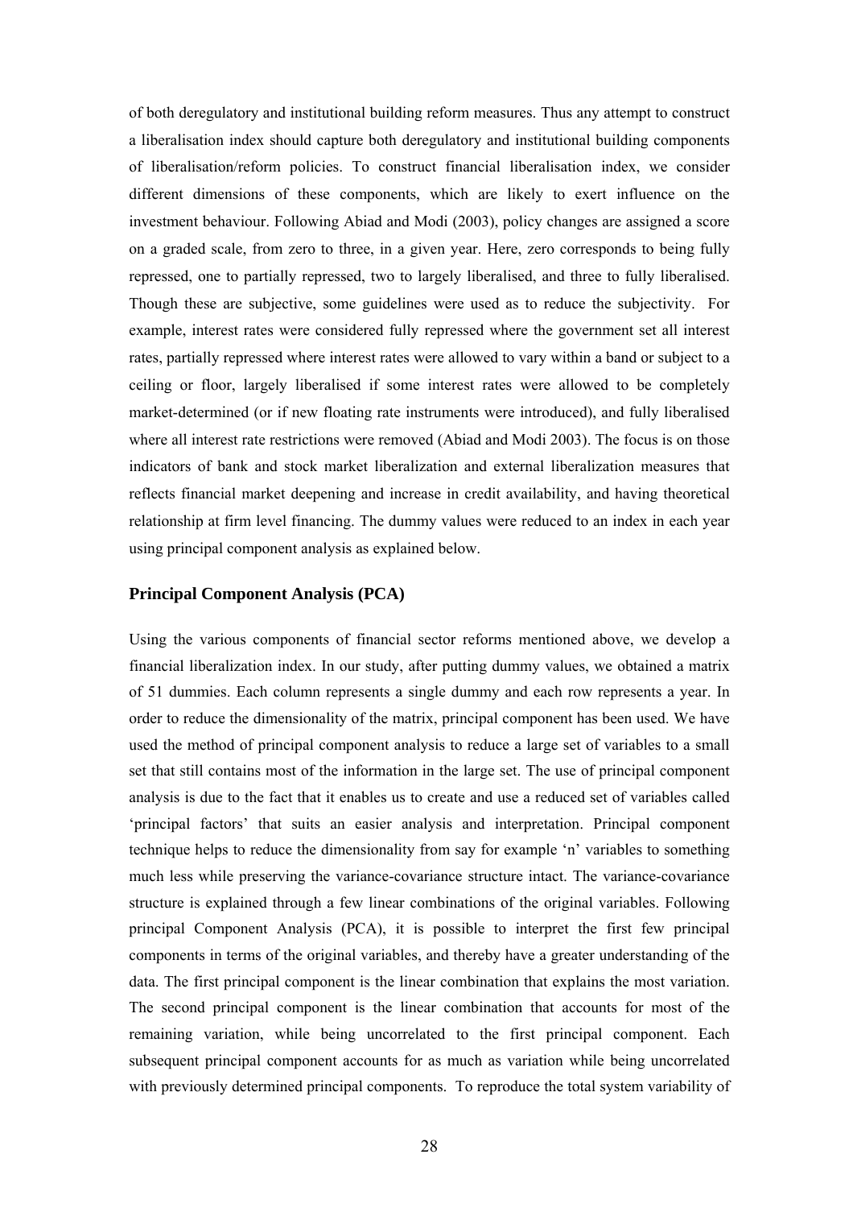of both deregulatory and institutional building reform measures. Thus any attempt to construct a liberalisation index should capture both deregulatory and institutional building components of liberalisation/reform policies. To construct financial liberalisation index, we consider different dimensions of these components, which are likely to exert influence on the investment behaviour. Following Abiad and Modi (2003), policy changes are assigned a score on a graded scale, from zero to three, in a given year. Here, zero corresponds to being fully repressed, one to partially repressed, two to largely liberalised, and three to fully liberalised. Though these are subjective, some guidelines were used as to reduce the subjectivity. For example, interest rates were considered fully repressed where the government set all interest rates, partially repressed where interest rates were allowed to vary within a band or subject to a ceiling or floor, largely liberalised if some interest rates were allowed to be completely market-determined (or if new floating rate instruments were introduced), and fully liberalised where all interest rate restrictions were removed (Abiad and Modi 2003). The focus is on those indicators of bank and stock market liberalization and external liberalization measures that reflects financial market deepening and increase in credit availability, and having theoretical relationship at firm level financing. The dummy values were reduced to an index in each year using principal component analysis as explained below.

### Principal Component Analysis (PCA)

Using the various components of financial sector reforms mentioned above, we develop a financial liberalization index. In our study, after putting dummy values, we obtained a matrix of 51 dummies. Each column represents a single dummy and each row represents a year. In order to reduce the dimensionality of the matrix, principal component has been used. We have used the method of principal component analysis to reduce a large set of variables to a small set that still contains most of the information in the large set. The use of principal component analysis is due to the fact that it enables us to create and use a reduced set of variables called 'principal factors' that suits an easier analysis and interpretation. Principal component technique helps to reduce the dimensionality from say for example 'n' variables to something much less while preserving the variance-covariance structure intact. The variance-covariance structure is explained through a few linear combinations of the original variables. Following principal Component Analysis (PCA), it is possible to interpret the first few principal components in terms of the original variables, and thereby have a greater understanding of the data. The first principal component is the linear combination that explains the most variation. The second principal component is the linear combination that accounts for most of the remaining variation, while being uncorrelated to the first principal component. Each subsequent principal component accounts for as much as variation while being uncorrelated with previously determined principal components. To reproduce the total system variability of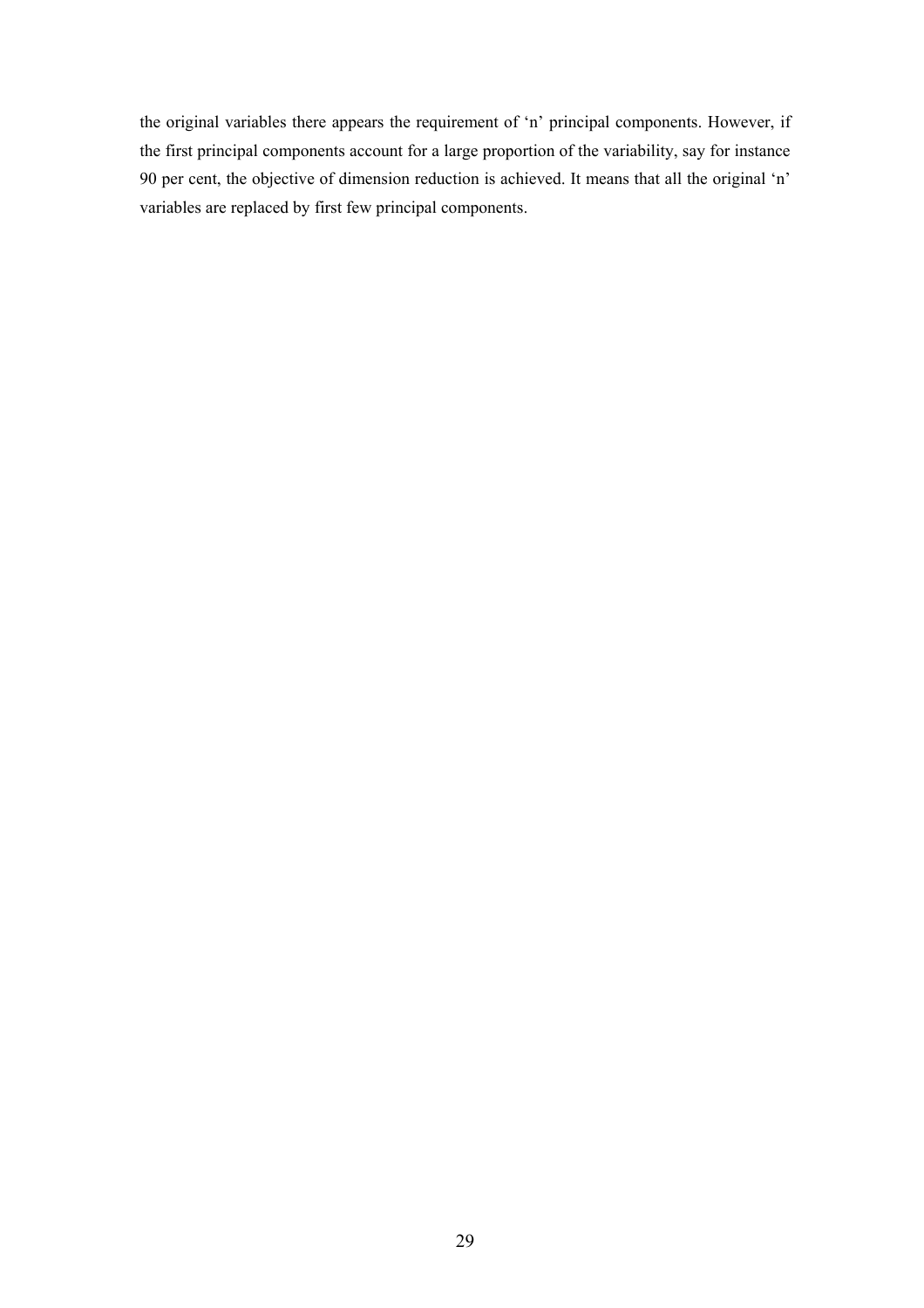the original variables there appears the requirement of ‘n’ principal components. However, if the first principal components account for a large proportion of the variability, say for instance 90 per cent, the objective of dimension reduction is achieved. It means that all the original ‘n’ variables are replaced by first few principal components.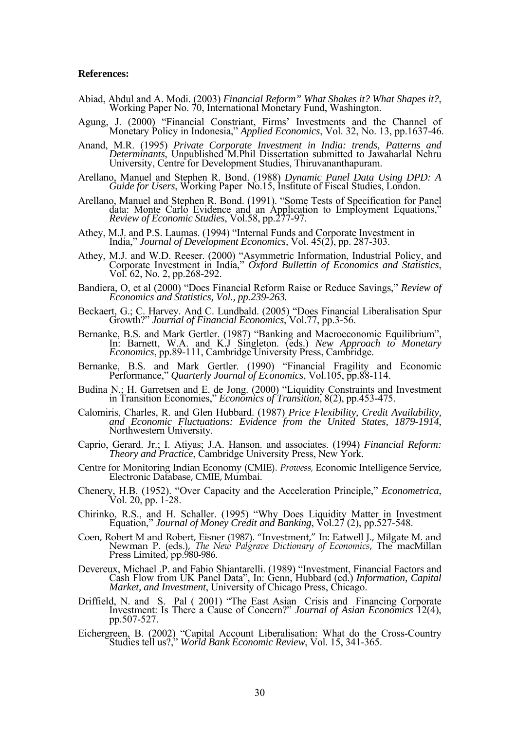**References:**

Abiad, Abdul and A. Modi. (2003) *Financial Reform" What Shakes it? What Shapes it?*, Working Paper No. 70, International Monetary Fund, Washington.

Agung, J. (2000) "Financial Constriant, Firms' Investments and the Channel of Monetary Policy in Indonesia," *Applied Economics*, Vol. 32, No. 13, pp.1637-46.

Anand, M.R. (1995) *Private Corporate Investment in India: trends, Patterns and Determinants*, Unpublished M.Phil Dissertation submitted to Jawaharlal Nehru University, Centre for Development Studies, Thiruvananthapuram.

Arellano, Manuel and Stephen R. Bond. (1988) *Dynamic Panel Data Using DPD: A Guide for Users*, Working Paper No.15, Institute of Fiscal Studies, London.

Arellano, Manuel and Stephen R. Bond. (1991). "Some Tests of Specification for Panel data: Monte Carlo Evidence and an Application to Employment Equations," *Review of Economic Studies*, Vol.58, pp.277-97.

Athey, M.J. and P.S. Laumas. (1994) "Internal Funds and Corporate Investment in India," *Journal of Development Economics*, Vol. 45(2), pp. 287-303.

Athey, M.J. and W.D. Reeser. (2000) "Asymmetric Information, Industrial Policy, and Corporate Investment in India," *Oxford Bullettin of Economics and Statistics*, Vol. 62, No. 2, pp.268-292.

Bandiera, O, et al (2000) "Does Financial Reform Raise or Reduce Savings," *Review of Economics and Statistics, Vol., pp.239-263.*

Beckaert, G.; C. Harvey. And C. Lundbald. (2005) "Does Financial Liberalisation Spur Growth?" *Journal of Financial Economics*, Vol.77, pp.3-56.

Bernanke, B.S. and Mark Gertler. (1987) "Banking and Macroeconomic Equilibrium", In: Barnett, W.A. and K.J Singleton. (eds.) *New Approach to Monetary Economics*, pp.89-111, Cambridge University Press, Cambridge.

Bernanke, B.S. and Mark Gertler. (1990) "Financial Fragility and Economic Performance," *Quarterly Journal of Economics*, Vol.105, pp.88-114.

Budina N.; H. Garretsen and E. de Jong. (2000) "Liquidity Constraints and Investment in Transition Economies," *Economics of Transition*, 8(2), pp.453-475.

Calomiris, Charles, R. and Glen Hubbard. (1987) *Price Flexibility, Credit Availability, and Economic Fluctuations: Evidence from the United States, 1879-1914*, Northwestern University.

Caprio, Gerard. Jr.; I. Atiyas; J.A. Hanson. and associates. (1994) *Financial Reform: Theory and Practice*, Cambridge University Press, New York.

Centre for Monitoring Indian Economy (CMIE). *Prowess,* Economic Intelligence Service, Electronic Database, CMIE, Mumbai.

Chenery, H.B. (1952). "Over Capacity and the Acceleration Principle," *Econometrica*, Vol. 20, pp. 1-28.

Chirinko, R.S., and H. Schaller. (1995) "Why Does Liquidity Matter in Investment Equation," *Journal of Money Credit and Banking*, Vol.27 (2), pp.527-548.

Coen, Robert M and Robert, Eisner (1987). "Investment," In: Eatwell J., Milgate M. and Newman P. (eds.), *The New Palgrave Dictionary of Economics*, The macMillan Press Limited, pp.980-986.

Devereux, Michael .P. and Fabio Shiantarelli. (1989) "Investment, Financial Factors and Cash Flow from UK Panel Data", In: Genn, Hubbard (ed.) *Information, Capital Market, and Investment*, University of Chicago Press, Chicago.

Driffield, N. and S. Pal ( 2001) "The East Asian Crisis and Financing Corporate Investment: Is There a Cause of Concern?" *Journal of Asian Economics* 12(4), pp.507-527.

Eichergreen, B. (2002) "Capital Account Liberalisation: What do the Cross-Country Studies tell us?," *World Bank Economic Review*, Vol. 15, 341-365.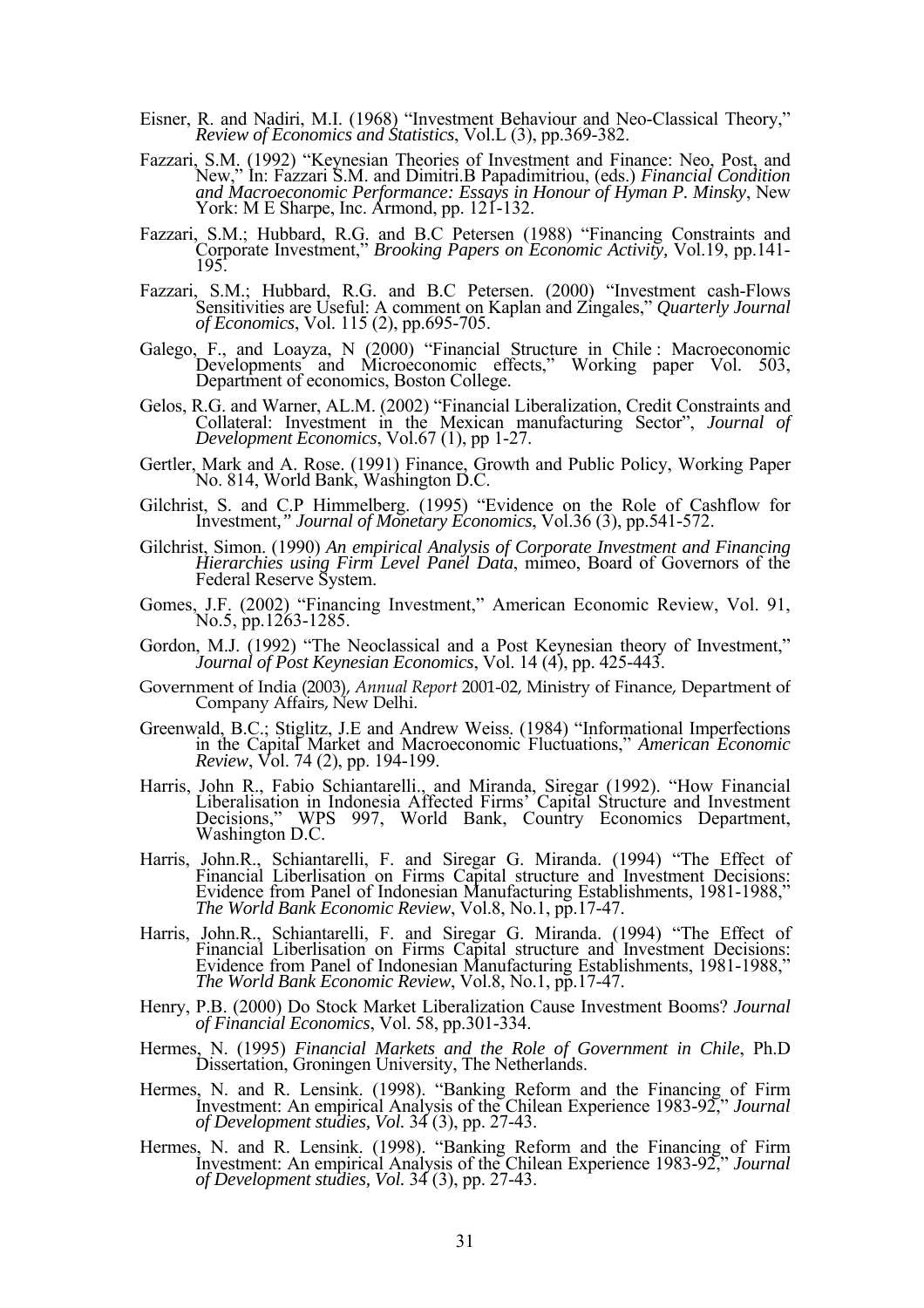Eisner, R. and Nadiri, M.I. (1968) "Investment Behaviour and Neo-Classical Theory," *Review of Economics and Statistics*, Vol.L (3), pp.369-382.

Fazzari, S.M. (1992) "Keynesian Theories of Investment and Finance: Neo, Post, and New," In: Fazzari S.M. and Dimitri.B Papadimitriou, (eds.) *Financial Condition and Macroeconomic Performance: Essays in Honour of Hyman P. Minsky*, New York: M E Sharpe, Inc. Armond, pp. 121-132.

Fazzari, S.M.; Hubbard, R.G. and B.C Petersen (1988) "Financing Constraints and Corporate Investment," *Brooking Papers on Economic Activity*, Vol.19, pp.141-195.

Fazzari, S.M.; Hubbard, R.G. and B.C Petersen. (2000) "Investment cash-Flows Sensitivities are Useful: A comment on Kaplan and Zingales," *Quarterly Journal of Economics*, Vol. 115 (2), pp.695-705.

Galego, F., and Loayza, N (2000) "Financial Structure in Chile : Macroeconomic Developments and Microeconomic effects," Working paper Vol. 503, Department of economics, Boston College.

Gelos, R.G. and Warner, AL.M. (2002) "Financial Liberalization, Credit Constraints and Collateral: Investment in the Mexican manufacturing Sector", *Journal of Development Economics*, Vol.67 (1), pp 1-27.

Gertler, Mark and A. Rose. (1991) Finance, Growth and Public Policy, Working Paper No. 814, World Bank, Washington D.C.

Gilchrist, S. and C.P Himmelberg. (1995) "Evidence on the Role of Cashflow for Investment," *Journal of Monetary Economics*, Vol.36 (3), pp.541-572.

Gilchrist, Simon. (1990) *An empirical Analysis of Corporate Investment and Financing Hierarchies using Firm Level Panel Data*, mimeo, Board of Governors of the Federal Reserve System.

Gomes, J.F. (2002) "Financing Investment," American Economic Review, Vol. 91, No.5, pp.1263-1285.

Gordon, M.J. (1992) "The Neoclassical and a Post Keynesian theory of Investment," *Journal of Post Keynesian Economics*, Vol. 14 (4), pp. 425-443.

Government of India (2003), *Annual Report* 2001-02, Ministry of Finance, Department of Company Affairs, New Delhi.

Greenwald, B.C.; Stiglitz, J.E and Andrew Weiss. (1984) "Informational Imperfections in the Capital Market and Macroeconomic Fluctuations," *American Economic Review*, Vol. 74 (2), pp. 194-199.

Harris, John R., Fabio Schiantarelli., and Miranda, Siregar (1992). "How Financial Liberalisation in Indonesia Affected Firms' Capital Structure and Investment Decisions," WPS 997, World Bank, Country Economics Department, Washington D.C.

Harris, John.R., Schiantarelli, F. and Siregar G. Miranda. (1994) "The Effect of Financial Liberlisation on Firms Capital structure and Investment Decisions: Evidence from Panel of Indonesian Manufacturing Establishments, 1981-1988," *The World Bank Economic Review*, Vol.8, No.1, pp.17-47.

Harris, John.R., Schiantarelli, F. and Siregar G. Miranda. (1994) "The Effect of Financial Liberlisation on Firms Capital structure and Investment Decisions: Evidence from Panel of Indonesian Manufacturing Establishments, 1981-1988," *The World Bank Economic Review*, Vol.8, No.1, pp.17-47.

Henry, P.B. (2000) Do Stock Market Liberalization Cause Investment Booms? *Journal of Financial Economics*, Vol. 58, pp.301-334.

Hermes, N. (1995) *Financial Markets and the Role of Government in Chile*, Ph.D Dissertation, Groningen University, The Netherlands.

Hermes, N. and R. Lensink. (1998). "Banking Reform and the Financing of Firm Investment: An empirical Analysis of the Chilean Experience 1983-92," *Journal of Development studies, Vol.* 34 (3), pp. 27-43.

Hermes, N. and R. Lensink. (1998). "Banking Reform and the Financing of Firm Investment: An empirical Analysis of the Chilean Experience 1983-92," *Journal of Development studies, Vol.* 34 (3), pp. 27-43.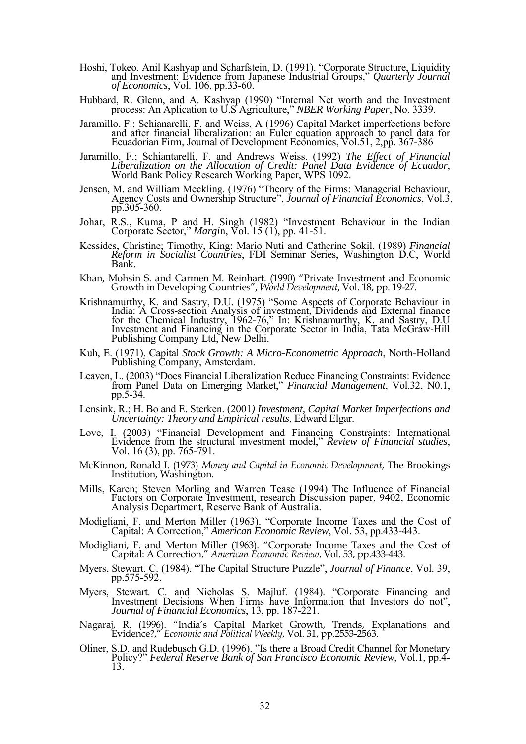Hoshi, Tokeo. Anil Kashyap and Scharfstein, D. (1991). "Corporate Structure, Liquidity and Investment: Evidence from Japanese Industrial Groups," *Quarterly Journal of Economics*, Vol. 106, pp.33-60.

Hubbard, R. Glenn, and A. Kashyap (1990) "Internal Net worth and the Investment process: An Aplication to U.S Agriculture," *NBER Working Paper*, No. 3339.

Jaramillo, F.; Schianarelli, F. and Weiss, A (1996) Capital Market imperfections before and after financial liberalization: an Euler equation approach to panel data for Ecuadorian Firm, Journal of Development Economics, Vol.51, 2,pp. 367-386

Jaramillo, F.; Schiantarelli, F. and Andrews Weiss. (1992) *The Effect of Financial Liberalization on the Allocation of Credit: Panel Data Evidence of Ecuador*, World Bank Policy Research Working Paper, WPS 1092.

Jensen, M. and William Meckling. (1976) "Theory of the Firms: Managerial Behaviour, Agency Costs and Ownership Structure", *Journal of Financial Economics*, Vol.3, pp.305-360.

Johar, R.S., Kuma, P and H. Singh (1982) "Investment Behaviour in the Indian Corporate Sector," *Margin*, Vol. 15 (1), pp. 41-51.

Kessides, Christine; Timothy, King; Mario Nuti and Catherine Sokil. (1989) *Financial Reform in Socialist Countries*, FDI Seminar Series, Washington D.C, World Bank.

Khan, Mohsin S. and Carmen M. Reinhart. (1990) "Private Investment and Economic Growth in Developing Countries", *World Development*, Vol. 18, pp. 19-27.

Krishnamurthy, K. and Sastry, D.U. (1975) "Some Aspects of Corporate Behaviour in India: A Cross-section Analysis of investment, Dividends and External finance for the Chemical Industry, 1962-76," In: Krishnamurthy, K. and Sastry, D.U Investment and Financing in the Corporate Sector in India, Tata McGraw-Hill Publishing Company Ltd, New Delhi.

Kuh, E. (1971). Capital *Stock Growth: A Micro-Econometric Approach*, North-Holland Publishing Company, Amsterdam.

Leaven, L. (2003) "Does Financial Liberalization Reduce Financing Constraints: Evidence from Panel Data on Emerging Market," *Financial Management*, Vol.32, N0.1, pp.5-34.

Lensink, R.; H. Bo and E. Sterken. (2001*) Investment, Capital Market Imperfections and Uncertainty: Theory and Empirical results*, Edward Elgar.

Love, I. (2003) "Financial Development and Financing Constraints: International Evidence from the structural investment model," *Review of Financial studies*, Vol. 16 (3), pp. 765-791.

McKinnon, Ronald I. (1973) *Money and Capital in Economic Development*, The Brookings Institution, Washington.

Mills, Karen; Steven Morling and Warren Tease (1994) The Influence of Financial Factors on Corporate Investment, research Discussion paper, 9402, Economic Analysis Department, Reserve Bank of Australia.

Modigliani, F. and Merton Miller (1963). "Corporate Income Taxes and the Cost of Capital: A Correction," *American Economic Review*, Vol. 53, pp.433-443.

Modigliani, F. and Merton Miller (1963). "Corporate Income Taxes and the Cost of Capital: A Correction," *American Economic Review*, Vol. 53, pp.433-443.

Myers, Stewart. C. (1984). "The Capital Structure Puzzle", *Journal of Finance*, Vol. 39, pp.575-592.

Myers, Stewart. C. and Nicholas S. Majluf. (1984). "Corporate Financing and Investment Decisions When Firms have Information that Investors do not", *Journal of Financial Economics*, 13, pp. 187-221.

Nagaraj, R. (1996). "India's Capital Market Growth, Trends, Explanations and Evidence?," *Economic and Political Weekly*, Vol. 31, pp.2553-2563.

Oliner, S.D. and Rudebusch G.D. (1996). "Is there a Broad Credit Channel for Monetary Policy?" *Federal Reserve Bank of San Francisco Economic Review*, Vol.1, pp.4-13.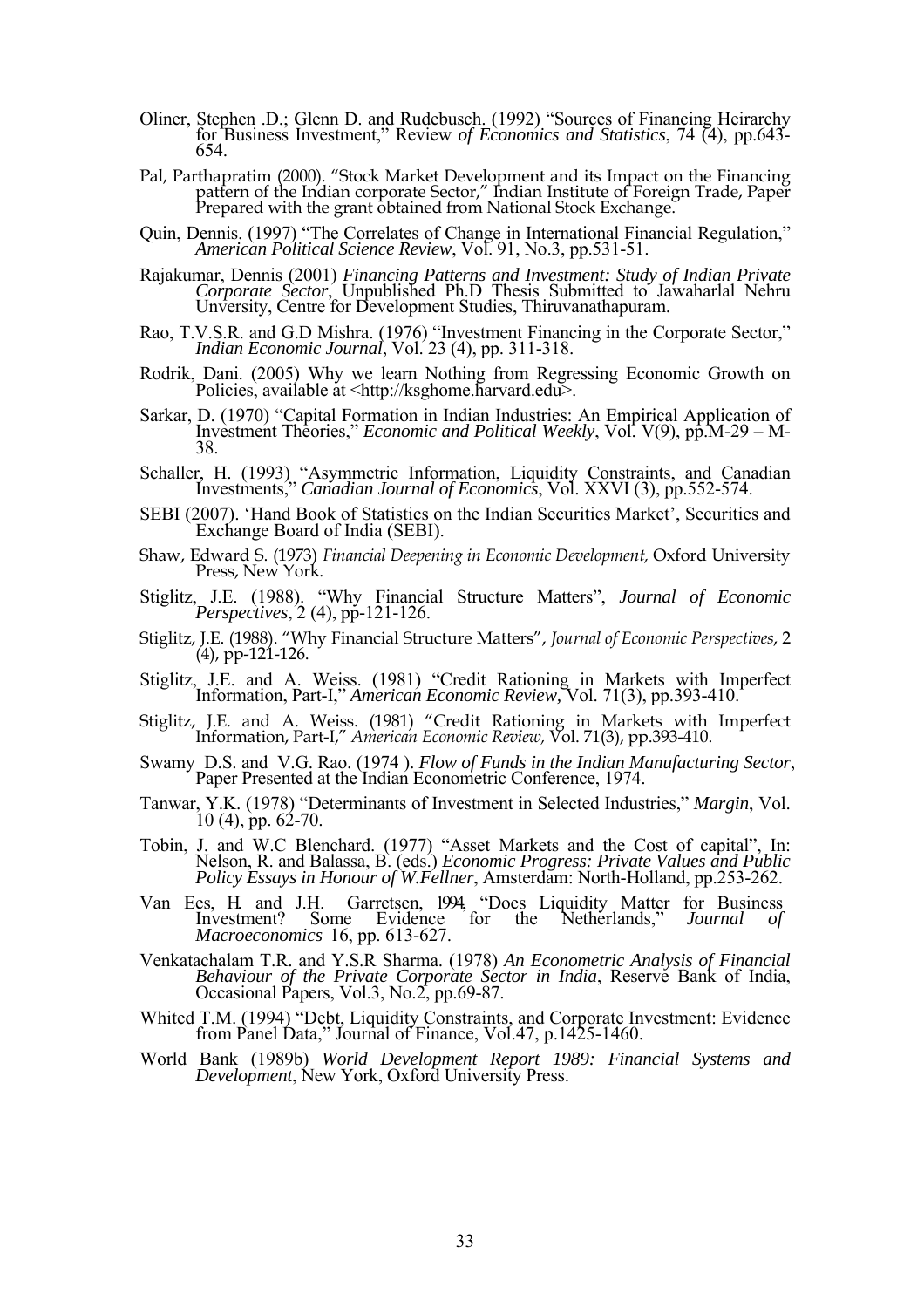Oliner, Stephen .D.; Glenn D. and Rudebusch. (1992) "Sources of Financing Heirarchy for Business Investment," Review *of Economics and Statistics*, 74 (4), pp.643-654.

Pal, Parthapratim (2000). "Stock Market Development and its Impact on the Financing pattern of the Indian corporate Sector," Indian Institute of Foreign Trade, Paper Prepared with the grant obtained from National Stock Exchange.

Quin, Dennis. (1997) "The Correlates of Change in International Financial Regulation," *American Political Science Review*, Vol. 91, No.3, pp.531-51.

Rajakumar, Dennis (2001) *Financing Patterns and Investment: Study of Indian Private Corporate Sector*, Unpublished Ph.D Thesis Submitted to Jawaharlal Nehru Unversity, Centre for Development Studies, Thiruvanathapuram.

Rao, T.V.S.R. and G.D Mishra. (1976) "Investment Financing in the Corporate Sector," *Indian Economic Journal*, Vol. 23 (4), pp. 311-318.

Rodrik, Dani. (2005) Why we learn Nothing from Regressing Economic Growth on Policies, available at <http://ksghome.harvard.edu>.

Sarkar, D. (1970) "Capital Formation in Indian Industries: An Empirical Application of Investment Theories," *Economic and Political Weekly*, Vol. V(9), pp.M-29 – M-38.

Schaller, H. (1993) "Asymmetric Information, Liquidity Constraints, and Canadian Investments," *Canadian Journal of Economics*, Vol. XXVI (3), pp.552-574.

SEBI (2007). 'Hand Book of Statistics on the Indian Securities Market', Securities and Exchange Board of India (SEBI).

Shaw, Edward S. (1973) *Financial Deepening in Economic Development*, Oxford University Press, New York.

Stiglitz, J.E. (1988). "Why Financial Structure Matters", *Journal of Economic Perspectives*, 2 (4), pp-121-126.

Stiglitz, J.E. (1988). "Why Financial Structure Matters", *Journal of Economic Perspectives*, 2 (4), pp-121-126.

Stiglitz, J.E. and A. Weiss. (1981) "Credit Rationing in Markets with Imperfect Information, Part-I," *American Economic Review*, Vol. 71(3), pp.393-410.

Stiglitz, J.E. and A. Weiss. (1981) "Credit Rationing in Markets with Imperfect Information, Part-I," *American Economic Review*, Vol. 71(3), pp.393-410.

Swamy D.S. and V.G. Rao. (1974 ). *Flow of Funds in the Indian Manufacturing Sector*, Paper Presented at the Indian Econometric Conference, 1974.

Tanwar, Y.K. (1978) "Determinants of Investment in Selected Industries," *Margin*, Vol. 10 (4), pp. 62-70.

Tobin, J. and W.C Blenchard. (1977) "Asset Markets and the Cost of capital", In: Nelson, R. and Balassa, B. (eds.) *Economic Progress: Private Values and Public Policy Essays in Honour of W.Fellner*, Amsterdam: North-Holland, pp.253-262.

Van Ees, H. and J.H. Garretsen, 1994, "Does Liquidity Matter for Business Investment? Some Evidence for the Netherlands," *Journal of Macroeconomics* 16, pp. 613-627.

Venkatachalam T.R. and Y.S.R Sharma. (1978) *An Econometric Analysis of Financial Behaviour of the Private Corporate Sector in India*, Reserve Bank of India, Occasional Papers, Vol.3, No.2, pp.69-87.

Whited T.M. (1994) "Debt, Liquidity Constraints, and Corporate Investment: Evidence from Panel Data," Journal of Finance, Vol.47, p.1425-1460.

World Bank (1989b) *World Development Report 1989: Financial Systems and Development*, New York, Oxford University Press.